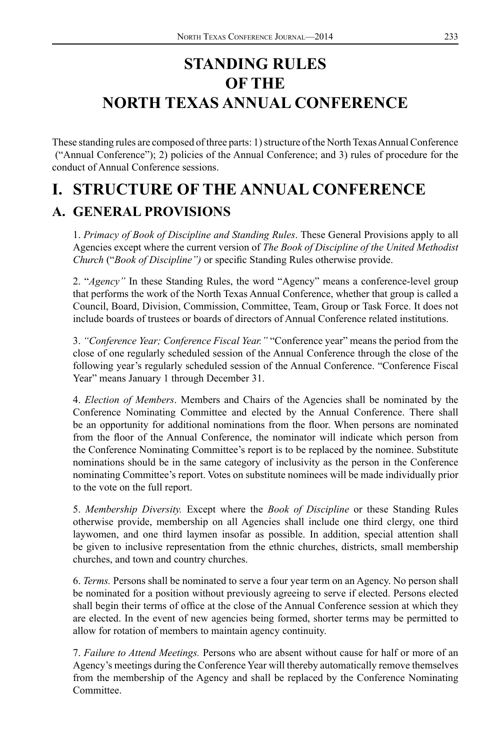# STANDING RULES OF THE NORTH TEXAS ANNUAL CONFERENCE

These standing rules are composed of three parts: 1) structure of the North Texas Annual Conference ("Annual Conference"); 2) policies of the Annual Conference; and 3) rules of procedure for the conduct of Annual Conference sessions.

# I. STRUCTURE OF THE ANNUAL CONFERENCE

## A. GENERAL PROVISIONS

1. *Primacy of Book of Discipline and Standing Rules*. These General Provisions apply to all Agencies except where the current version of *The Book of Discipline of the United Methodist Church* ("*Book of Discipline")* or specific Standing Rules otherwise provide.

2. "*Agency"* In these Standing Rules, the word "Agency" means a conference-level group that performs the work of the North Texas Annual Conference, whether that group is called a Council, Board, Division, Commission, Committee, Team, Group or Task Force. It does not include boards of trustees or boards of directors of Annual Conference related institutions.

3. *"Conference Year; Conference Fiscal Year."* "Conference year" means the period from the close of one regularly scheduled session of the Annual Conference through the close of the following year's regularly scheduled session of the Annual Conference. "Conference Fiscal Year" means January 1 through December 31.

4. *Election of Members*. Members and Chairs of the Agencies shall be nominated by the Conference Nominating Committee and elected by the Annual Conference. There shall be an opportunity for additional nominations from the floor. When persons are nominated from the floor of the Annual Conference, the nominator will indicate which person from the Conference Nominating Committee's report is to be replaced by the nominee. Substitute nominations should be in the same category of inclusivity as the person in the Conference nominating Committee's report. Votes on substitute nominees will be made individually prior to the vote on the full report.

5. *Membership Diversity.* Except where the *Book of Discipline* or these Standing Rules otherwise provide, membership on all Agencies shall include one third clergy, one third laywomen, and one third laymen insofar as possible. In addition, special attention shall be given to inclusive representation from the ethnic churches, districts, small membership churches, and town and country churches.

6. *Terms.* Persons shall be nominated to serve a four year term on an Agency. No person shall be nominated for a position without previously agreeing to serve if elected. Persons elected shall begin their terms of office at the close of the Annual Conference session at which they are elected. In the event of new agencies being formed, shorter terms may be permitted to allow for rotation of members to maintain agency continuity.

7. *Failure to Attend Meetings.* Persons who are absent without cause for half or more of an Agency's meetings during the Conference Year will thereby automatically remove themselves from the membership of the Agency and shall be replaced by the Conference Nominating Committee.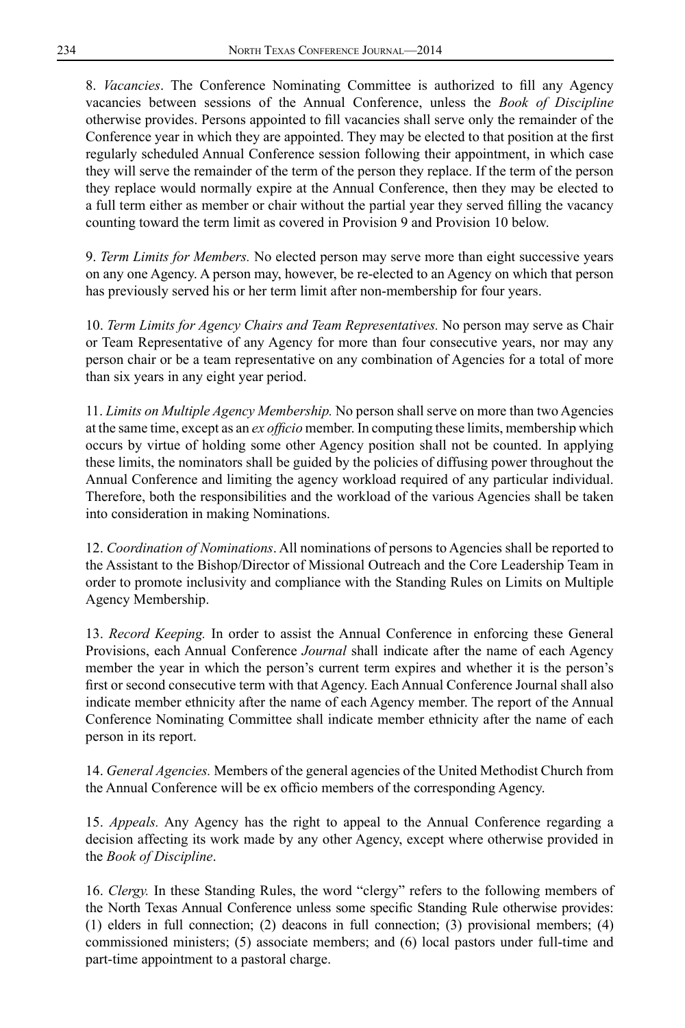8. *Vacancies*. The Conference Nominating Committee is authorized to fill any Agency vacancies between sessions of the Annual Conference, unless the *Book of Discipline* otherwise provides. Persons appointed to fill vacancies shall serve only the remainder of the Conference year in which they are appointed. They may be elected to that position at the first regularly scheduled Annual Conference session following their appointment, in which case they will serve the remainder of the term of the person they replace. If the term of the person they replace would normally expire at the Annual Conference, then they may be elected to a full term either as member or chair without the partial year they served filling the vacancy counting toward the term limit as covered in Provision 9 and Provision 10 below.

9. *Term Limits for Members.* No elected person may serve more than eight successive years on any one Agency. A person may, however, be re-elected to an Agency on which that person has previously served his or her term limit after non-membership for four years.

10. *Term Limits for Agency Chairs and Team Representatives.* No person may serve as Chair or Team Representative of any Agency for more than four consecutive years, nor may any person chair or be a team representative on any combination of Agencies for a total of more than six years in any eight year period.

11. *Limits on Multiple Agency Membership.* No person shall serve on more than two Agencies at the same time, except as an *ex officio* member. In computing these limits, membership which occurs by virtue of holding some other Agency position shall not be counted. In applying these limits, the nominators shall be guided by the policies of diffusing power throughout the Annual Conference and limiting the agency workload required of any particular individual. Therefore, both the responsibilities and the workload of the various Agencies shall be taken into consideration in making Nominations.

12. *Coordination of Nominations*. All nominations of persons to Agencies shall be reported to the Assistant to the Bishop/Director of Missional Outreach and the Core Leadership Team in order to promote inclusivity and compliance with the Standing Rules on Limits on Multiple Agency Membership.

13. *Record Keeping.* In order to assist the Annual Conference in enforcing these General Provisions, each Annual Conference *Journal* shall indicate after the name of each Agency member the year in which the person's current term expires and whether it is the person's first or second consecutive term with that Agency. Each Annual Conference Journal shall also indicate member ethnicity after the name of each Agency member. The report of the Annual Conference Nominating Committee shall indicate member ethnicity after the name of each person in its report.

14. *General Agencies.* Members of the general agencies of the United Methodist Church from the Annual Conference will be ex officio members of the corresponding Agency.

15. *Appeals.* Any Agency has the right to appeal to the Annual Conference regarding a decision affecting its work made by any other Agency, except where otherwise provided in the *Book of Discipline*.

16. *Clergy.* In these Standing Rules, the word "clergy" refers to the following members of the North Texas Annual Conference unless some specific Standing Rule otherwise provides: (1) elders in full connection; (2) deacons in full connection; (3) provisional members; (4) commissioned ministers; (5) associate members; and (6) local pastors under full-time and part-time appointment to a pastoral charge.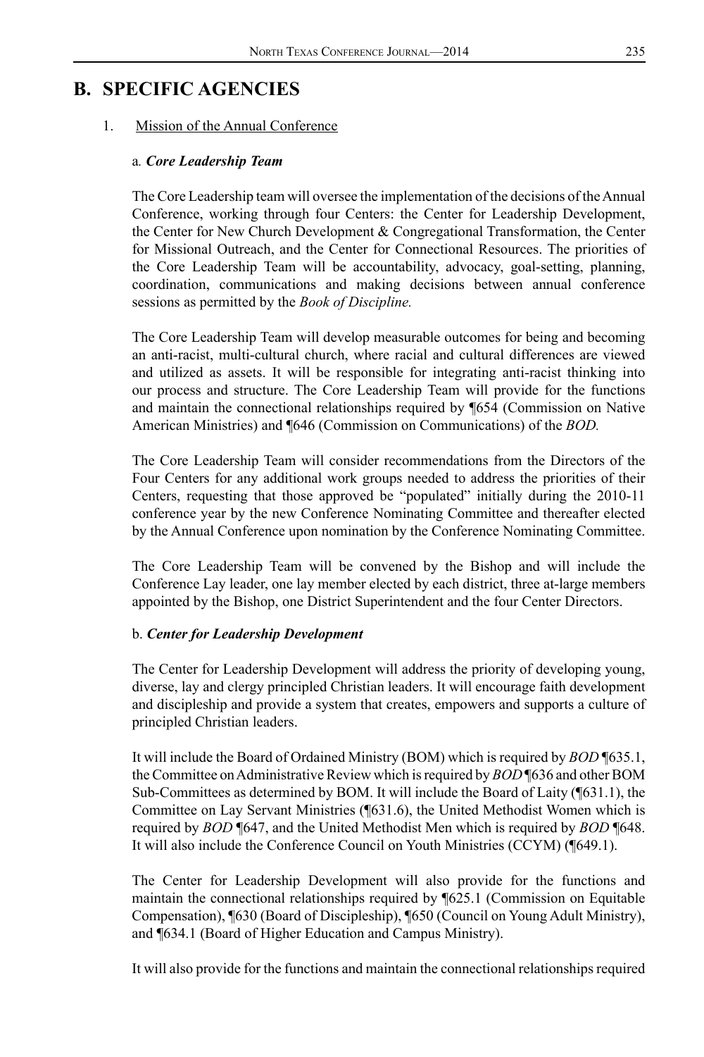## B. SPECIFIC AGENCIES

1. Mission of the Annual Conference

### a. *Core Leadership Team*

The Core Leadership team will oversee the implementation of the decisions of the Annual Conference, working through four Centers: the Center for Leadership Development, the Center for New Church Development & Congregational Transformation, the Center for Missional Outreach, and the Center for Connectional Resources. The priorities of the Core Leadership Team will be accountability, advocacy, goal-setting, planning, coordination, communications and making decisions between annual conference sessions as permitted by the *Book of Discipline.*

The Core Leadership Team will develop measurable outcomes for being and becoming an anti-racist, multi-cultural church, where racial and cultural differences are viewed and utilized as assets. It will be responsible for integrating anti-racist thinking into our process and structure. The Core Leadership Team will provide for the functions and maintain the connectional relationships required by ¶654 (Commission on Native American Ministries) and ¶646 (Commission on Communications) of the *BOD.*

The Core Leadership Team will consider recommendations from the Directors of the Four Centers for any additional work groups needed to address the priorities of their Centers, requesting that those approved be "populated" initially during the 2010-11 conference year by the new Conference Nominating Committee and thereafter elected by the Annual Conference upon nomination by the Conference Nominating Committee.

The Core Leadership Team will be convened by the Bishop and will include the Conference Lay leader, one lay member elected by each district, three at-large members appointed by the Bishop, one District Superintendent and the four Center Directors.

### b. *Center for Leadership Development*

The Center for Leadership Development will address the priority of developing young, diverse, lay and clergy principled Christian leaders. It will encourage faith development and discipleship and provide a system that creates, empowers and supports a culture of principled Christian leaders.

It will include the Board of Ordained Ministry (BOM) which is required by *BOD* ¶635.1, the Committee on Administrative Review which is required by *BOD* ¶636 and other BOM Sub-Committees as determined by BOM. It will include the Board of Laity (¶631.1), the Committee on Lay Servant Ministries (¶631.6), the United Methodist Women which is required by *BOD* ¶647, and the United Methodist Men which is required by *BOD* ¶648. It will also include the Conference Council on Youth Ministries (CCYM) (¶649.1).

The Center for Leadership Development will also provide for the functions and maintain the connectional relationships required by ¶625.1 (Commission on Equitable Compensation), ¶630 (Board of Discipleship), ¶650 (Council on Young Adult Ministry), and ¶634.1 (Board of Higher Education and Campus Ministry).

It will also provide for the functions and maintain the connectional relationships required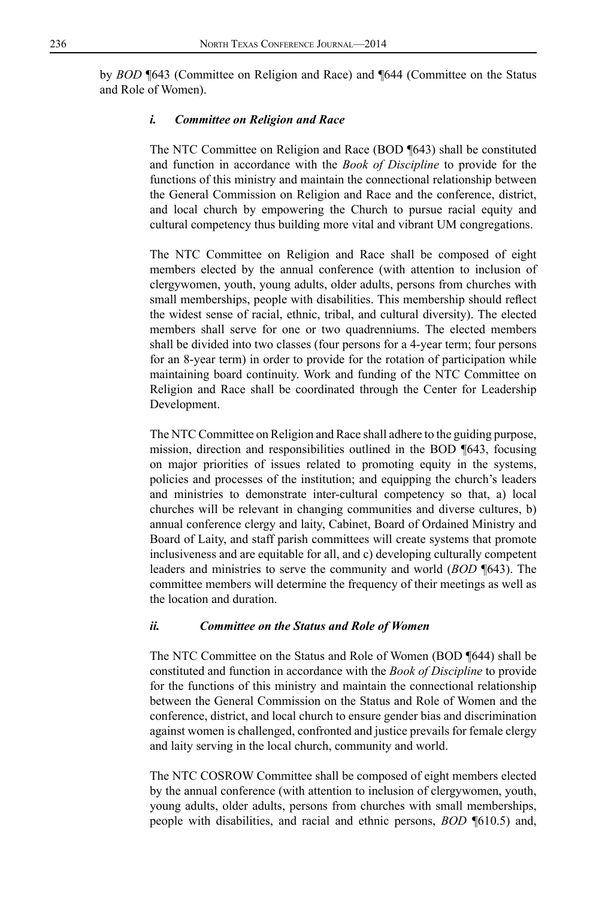by *BOD* ¶643 (Committee on Religion and Race) and ¶644 (Committee on the Status and Role of Women).

#### *i. Committee on Religion and Race*

The NTC Committee on Religion and Race (BOD ¶643) shall be constituted and function in accordance with the *Book of Discipline* to provide for the functions of this ministry and maintain the connectional relationship between the General Commission on Religion and Race and the conference, district, and local church by empowering the Church to pursue racial equity and cultural competency thus building more vital and vibrant UM congregations.

The NTC Committee on Religion and Race shall be composed of eight members elected by the annual conference (with attention to inclusion of clergywomen, youth, young adults, older adults, persons from churches with small memberships, people with disabilities. This membership should reflect the widest sense of racial, ethnic, tribal, and cultural diversity). The elected members shall serve for one or two quadrenniums. The elected members shall be divided into two classes (four persons for a 4-year term; four persons for an 8-year term) in order to provide for the rotation of participation while maintaining board continuity. Work and funding of the NTC Committee on Religion and Race shall be coordinated through the Center for Leadership Development.

The NTC Committee on Religion and Race shall adhere to the guiding purpose, mission, direction and responsibilities outlined in the BOD ¶643, focusing on major priorities of issues related to promoting equity in the systems, policies and processes of the institution; and equipping the church's leaders and ministries to demonstrate inter-cultural competency so that, a) local churches will be relevant in changing communities and diverse cultures, b) annual conference clergy and laity, Cabinet, Board of Ordained Ministry and Board of Laity, and staff parish committees will create systems that promote inclusiveness and are equitable for all, and c) developing culturally competent leaders and ministries to serve the community and world (*BOD* ¶643). The committee members will determine the frequency of their meetings as well as the location and duration.

#### *ii. Committee on the Status and Role of Women*

The NTC Committee on the Status and Role of Women (BOD ¶644) shall be constituted and function in accordance with the *Book of Discipline* to provide for the functions of this ministry and maintain the connectional relationship between the General Commission on the Status and Role of Women and the conference, district, and local church to ensure gender bias and discrimination against women is challenged, confronted and justice prevails for female clergy and laity serving in the local church, community and world.

The NTC COSROW Committee shall be composed of eight members elected by the annual conference (with attention to inclusion of clergywomen, youth, young adults, older adults, persons from churches with small memberships, people with disabilities, and racial and ethnic persons, *BOD* ¶610.5) and,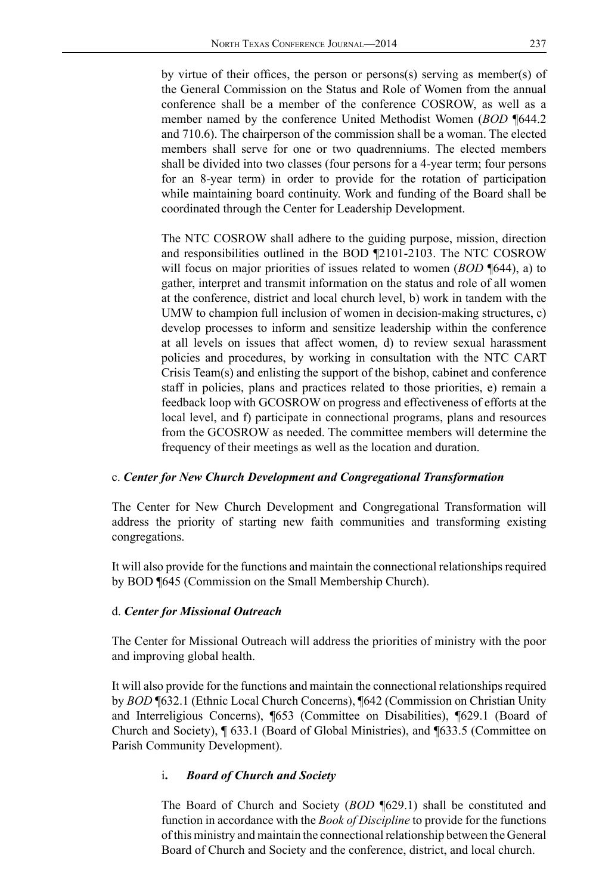by virtue of their offices, the person or persons(s) serving as member(s) of the General Commission on the Status and Role of Women from the annual conference shall be a member of the conference COSROW, as well as a member named by the conference United Methodist Women (*BOD* ¶644.2 and 710.6). The chairperson of the commission shall be a woman. The elected members shall serve for one or two quadrenniums. The elected members shall be divided into two classes (four persons for a 4-year term; four persons for an 8-year term) in order to provide for the rotation of participation while maintaining board continuity. Work and funding of the Board shall be coordinated through the Center for Leadership Development.

The NTC COSROW shall adhere to the guiding purpose, mission, direction and responsibilities outlined in the BOD ¶2101-2103. The NTC COSROW will focus on major priorities of issues related to women (*BOD* ¶644), a) to gather, interpret and transmit information on the status and role of all women at the conference, district and local church level, b) work in tandem with the UMW to champion full inclusion of women in decision-making structures, c) develop processes to inform and sensitize leadership within the conference at all levels on issues that affect women, d) to review sexual harassment policies and procedures, by working in consultation with the NTC CART Crisis Team(s) and enlisting the support of the bishop, cabinet and conference staff in policies, plans and practices related to those priorities, e) remain a feedback loop with GCOSROW on progress and effectiveness of efforts at the local level, and f) participate in connectional programs, plans and resources from the GCOSROW as needed. The committee members will determine the frequency of their meetings as well as the location and duration.

c. ***Center for New Church Development and Congregational Transformation***

The Center for New Church Development and Congregational Transformation will address the priority of starting new faith communities and transforming existing congregations.

It will also provide for the functions and maintain the connectional relationships required by BOD ¶645 (Commission on the Small Membership Church).

d. ***Center for Missional Outreach***

The Center for Missional Outreach will address the priorities of ministry with the poor and improving global health.

It will also provide for the functions and maintain the connectional relationships required by *BOD* ¶632.1 (Ethnic Local Church Concerns), ¶642 (Commission on Christian Unity and Interreligious Concerns), ¶653 (Committee on Disabilities), ¶629.1 (Board of Church and Society), ¶ 633.1 (Board of Global Ministries), and ¶633.5 (Committee on Parish Community Development).

i**.** ***Board of Church and Society***

The Board of Church and Society (*BOD* ¶629.1) shall be constituted and function in accordance with the *Book of Discipline* to provide for the functions of this ministry and maintain the connectional relationship between the General Board of Church and Society and the conference, district, and local church.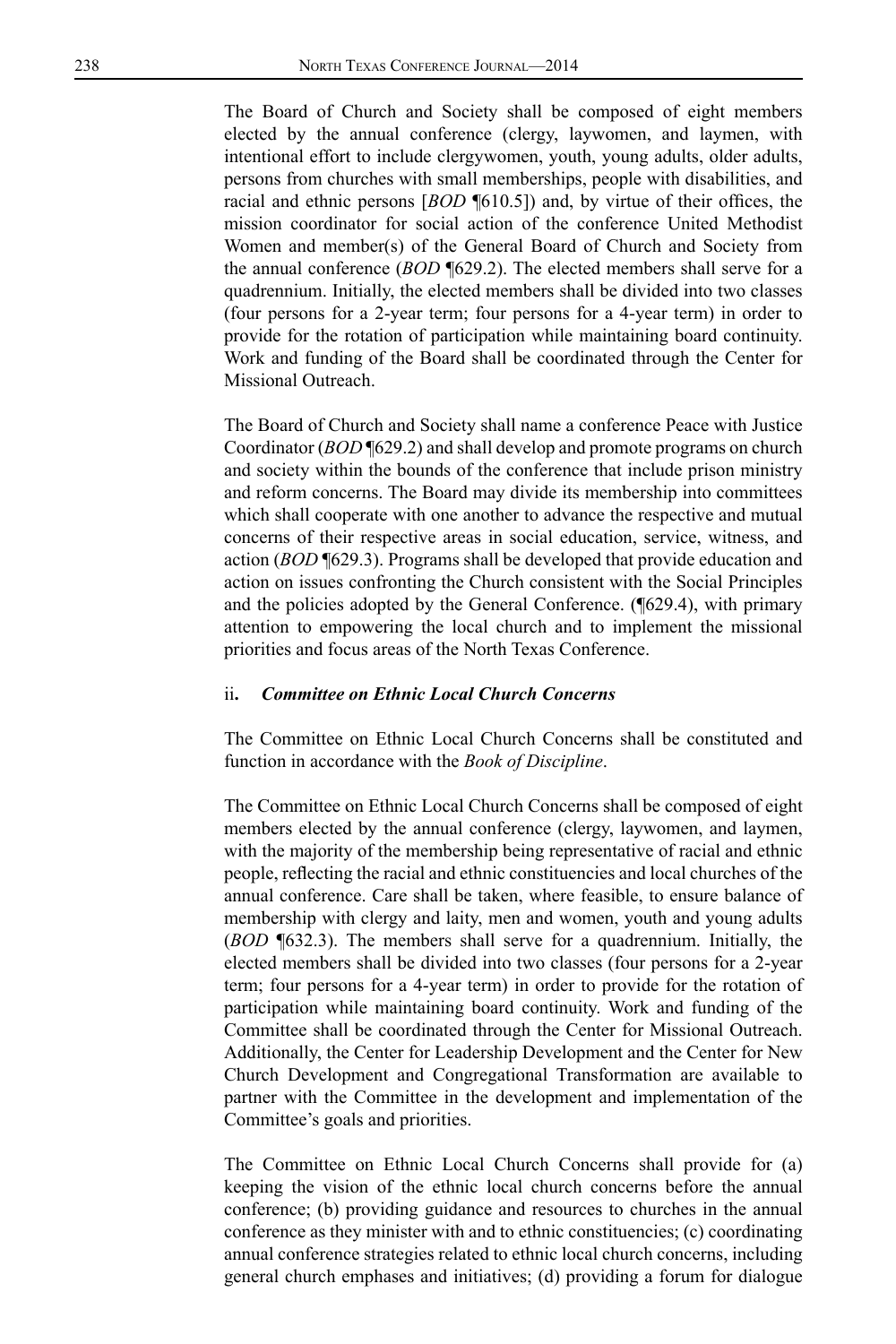The Board of Church and Society shall be composed of eight members elected by the annual conference (clergy, laywomen, and laymen, with intentional effort to include clergywomen, youth, young adults, older adults, persons from churches with small memberships, people with disabilities, and racial and ethnic persons [*BOD* ¶610.5]) and, by virtue of their offices, the mission coordinator for social action of the conference United Methodist Women and member(s) of the General Board of Church and Society from the annual conference (*BOD* ¶629.2). The elected members shall serve for a quadrennium. Initially, the elected members shall be divided into two classes (four persons for a 2-year term; four persons for a 4-year term) in order to provide for the rotation of participation while maintaining board continuity. Work and funding of the Board shall be coordinated through the Center for Missional Outreach.

The Board of Church and Society shall name a conference Peace with Justice Coordinator (*BOD* ¶629.2) and shall develop and promote programs on church and society within the bounds of the conference that include prison ministry and reform concerns. The Board may divide its membership into committees which shall cooperate with one another to advance the respective and mutual concerns of their respective areas in social education, service, witness, and action (*BOD* ¶629.3). Programs shall be developed that provide education and action on issues confronting the Church consistent with the Social Principles and the policies adopted by the General Conference. (¶629.4), with primary attention to empowering the local church and to implement the missional priorities and focus areas of the North Texas Conference.

ii**.** ***Committee on Ethnic Local Church Concerns***

The Committee on Ethnic Local Church Concerns shall be constituted and function in accordance with the *Book of Discipline*.

The Committee on Ethnic Local Church Concerns shall be composed of eight members elected by the annual conference (clergy, laywomen, and laymen, with the majority of the membership being representative of racial and ethnic people, reflecting the racial and ethnic constituencies and local churches of the annual conference. Care shall be taken, where feasible, to ensure balance of membership with clergy and laity, men and women, youth and young adults (*BOD* ¶632.3). The members shall serve for a quadrennium. Initially, the elected members shall be divided into two classes (four persons for a 2-year term; four persons for a 4-year term) in order to provide for the rotation of participation while maintaining board continuity. Work and funding of the Committee shall be coordinated through the Center for Missional Outreach. Additionally, the Center for Leadership Development and the Center for New Church Development and Congregational Transformation are available to partner with the Committee in the development and implementation of the Committee's goals and priorities.

The Committee on Ethnic Local Church Concerns shall provide for (a) keeping the vision of the ethnic local church concerns before the annual conference; (b) providing guidance and resources to churches in the annual conference as they minister with and to ethnic constituencies; (c) coordinating annual conference strategies related to ethnic local church concerns, including general church emphases and initiatives; (d) providing a forum for dialogue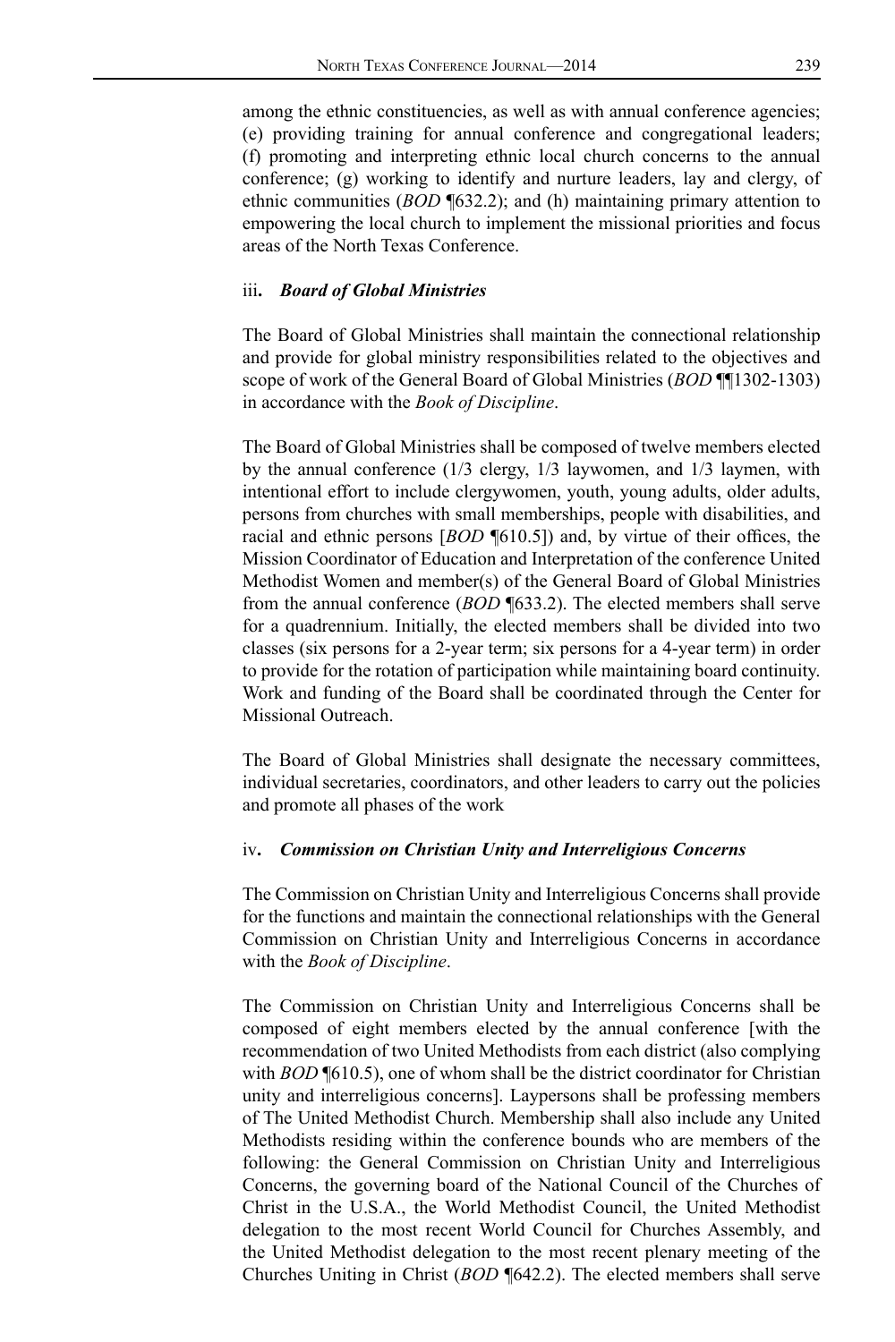among the ethnic constituencies, as well as with annual conference agencies; (e) providing training for annual conference and congregational leaders; (f) promoting and interpreting ethnic local church concerns to the annual conference; (g) working to identify and nurture leaders, lay and clergy, of ethnic communities (*BOD* ¶632.2); and (h) maintaining primary attention to empowering the local church to implement the missional priorities and focus areas of the North Texas Conference.

iii**.** ***Board of Global Ministries***

The Board of Global Ministries shall maintain the connectional relationship and provide for global ministry responsibilities related to the objectives and scope of work of the General Board of Global Ministries (*BOD* ¶¶1302-1303) in accordance with the *Book of Discipline*.

The Board of Global Ministries shall be composed of twelve members elected by the annual conference (1/3 clergy, 1/3 laywomen, and 1/3 laymen, with intentional effort to include clergywomen, youth, young adults, older adults, persons from churches with small memberships, people with disabilities, and racial and ethnic persons [*BOD* ¶610.5]) and, by virtue of their offices, the Mission Coordinator of Education and Interpretation of the conference United Methodist Women and member(s) of the General Board of Global Ministries from the annual conference (*BOD* ¶633.2). The elected members shall serve for a quadrennium. Initially, the elected members shall be divided into two classes (six persons for a 2-year term; six persons for a 4-year term) in order to provide for the rotation of participation while maintaining board continuity. Work and funding of the Board shall be coordinated through the Center for Missional Outreach.

The Board of Global Ministries shall designate the necessary committees, individual secretaries, coordinators, and other leaders to carry out the policies and promote all phases of the work

iv**.** ***Commission on Christian Unity and Interreligious Concerns***

The Commission on Christian Unity and Interreligious Concerns shall provide for the functions and maintain the connectional relationships with the General Commission on Christian Unity and Interreligious Concerns in accordance with the *Book of Discipline*.

The Commission on Christian Unity and Interreligious Concerns shall be composed of eight members elected by the annual conference [with the recommendation of two United Methodists from each district (also complying with *BOD* ¶610.5), one of whom shall be the district coordinator for Christian unity and interreligious concerns]. Laypersons shall be professing members of The United Methodist Church. Membership shall also include any United Methodists residing within the conference bounds who are members of the following: the General Commission on Christian Unity and Interreligious Concerns, the governing board of the National Council of the Churches of Christ in the U.S.A., the World Methodist Council, the United Methodist delegation to the most recent World Council for Churches Assembly, and the United Methodist delegation to the most recent plenary meeting of the Churches Uniting in Christ (*BOD* ¶642.2). The elected members shall serve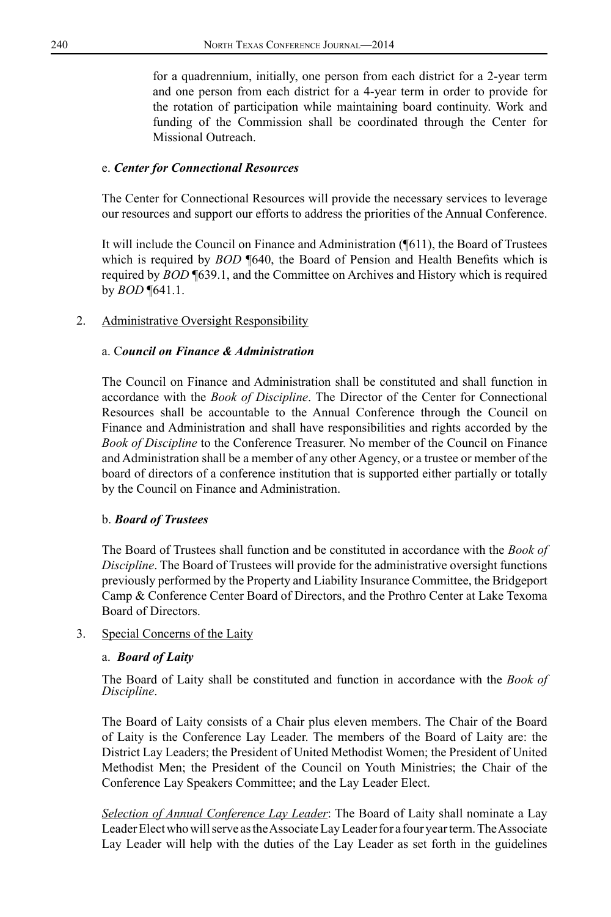for a quadrennium, initially, one person from each district for a 2-year term and one person from each district for a 4-year term in order to provide for the rotation of participation while maintaining board continuity. Work and funding of the Commission shall be coordinated through the Center for Missional Outreach.

e. ***Center for Connectional Resources***

The Center for Connectional Resources will provide the necessary services to leverage our resources and support our efforts to address the priorities of the Annual Conference.

It will include the Council on Finance and Administration (¶611), the Board of Trustees which is required by *BOD* ¶640, the Board of Pension and Health Benefits which is required by *BOD* ¶639.1, and the Committee on Archives and History which is required by *BOD* ¶641.1.

2. Administrative Oversight Responsibility

a. C***ouncil on Finance & Administration***

The Council on Finance and Administration shall be constituted and shall function in accordance with the *Book of Discipline*. The Director of the Center for Connectional Resources shall be accountable to the Annual Conference through the Council on Finance and Administration and shall have responsibilities and rights accorded by the *Book of Discipline* to the Conference Treasurer. No member of the Council on Finance and Administration shall be a member of any other Agency, or a trustee or member of the board of directors of a conference institution that is supported either partially or totally by the Council on Finance and Administration.

b. ***Board of Trustees***

The Board of Trustees shall function and be constituted in accordance with the *Book of Discipline*. The Board of Trustees will provide for the administrative oversight functions previously performed by the Property and Liability Insurance Committee, the Bridgeport Camp & Conference Center Board of Directors, and the Prothro Center at Lake Texoma Board of Directors.

3. Special Concerns of the Laity

a. ***Board of Laity***

The Board of Laity shall be constituted and function in accordance with the *Book of Discipline*.

The Board of Laity consists of a Chair plus eleven members. The Chair of the Board of Laity is the Conference Lay Leader. The members of the Board of Laity are: the District Lay Leaders; the President of United Methodist Women; the President of United Methodist Men; the President of the Council on Youth Ministries; the Chair of the Conference Lay Speakers Committee; and the Lay Leader Elect.

*Selection of Annual Conference Lay Leader*: The Board of Laity shall nominate a Lay Leader Elect who will serve as the Associate Lay Leader for a four year term. The Associate Lay Leader will help with the duties of the Lay Leader as set forth in the guidelines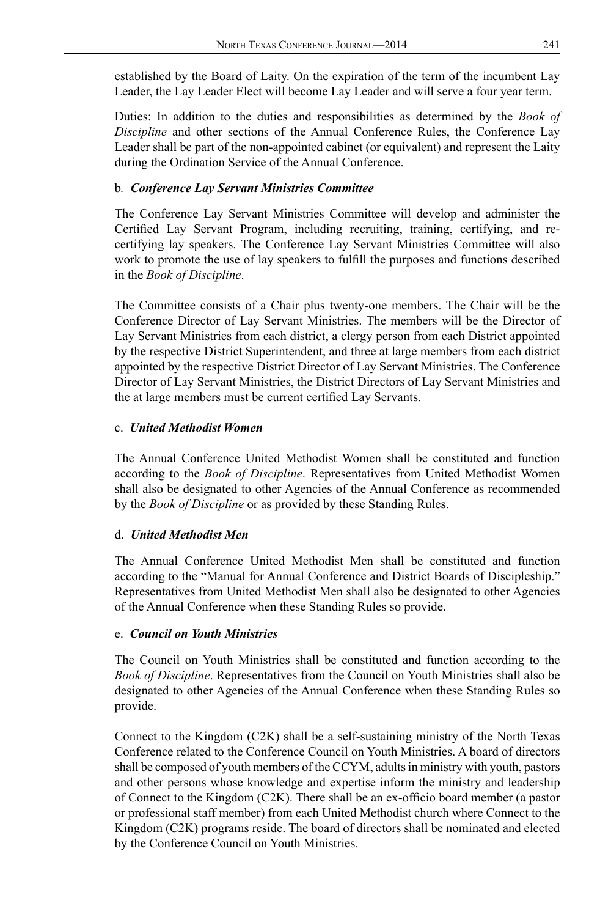established by the Board of Laity. On the expiration of the term of the incumbent Lay Leader, the Lay Leader Elect will become Lay Leader and will serve a four year term.

Duties: In addition to the duties and responsibilities as determined by the *Book of Discipline* and other sections of the Annual Conference Rules, the Conference Lay Leader shall be part of the non-appointed cabinet (or equivalent) and represent the Laity during the Ordination Service of the Annual Conference.

b. ***Conference Lay Servant Ministries Committee***

The Conference Lay Servant Ministries Committee will develop and administer the Certified Lay Servant Program, including recruiting, training, certifying, and re-certifying lay speakers. The Conference Lay Servant Ministries Committee will also work to promote the use of lay speakers to fulfill the purposes and functions described in the *Book of Discipline*.

The Committee consists of a Chair plus twenty-one members. The Chair will be the Conference Director of Lay Servant Ministries. The members will be the Director of Lay Servant Ministries from each district, a clergy person from each District appointed by the respective District Superintendent, and three at large members from each district appointed by the respective District Director of Lay Servant Ministries. The Conference Director of Lay Servant Ministries, the District Directors of Lay Servant Ministries and the at large members must be current certified Lay Servants.

c. ***United Methodist Women***

The Annual Conference United Methodist Women shall be constituted and function according to the *Book of Discipline*. Representatives from United Methodist Women shall also be designated to other Agencies of the Annual Conference as recommended by the *Book of Discipline* or as provided by these Standing Rules.

d. ***United Methodist Men***

The Annual Conference United Methodist Men shall be constituted and function according to the "Manual for Annual Conference and District Boards of Discipleship." Representatives from United Methodist Men shall also be designated to other Agencies of the Annual Conference when these Standing Rules so provide.

e. ***Council on Youth Ministries***

The Council on Youth Ministries shall be constituted and function according to the *Book of Discipline*. Representatives from the Council on Youth Ministries shall also be designated to other Agencies of the Annual Conference when these Standing Rules so provide.

Connect to the Kingdom (C2K) shall be a self-sustaining ministry of the North Texas Conference related to the Conference Council on Youth Ministries. A board of directors shall be composed of youth members of the CCYM, adults in ministry with youth, pastors and other persons whose knowledge and expertise inform the ministry and leadership of Connect to the Kingdom (C2K). There shall be an ex-officio board member (a pastor or professional staff member) from each United Methodist church where Connect to the Kingdom (C2K) programs reside. The board of directors shall be nominated and elected by the Conference Council on Youth Ministries.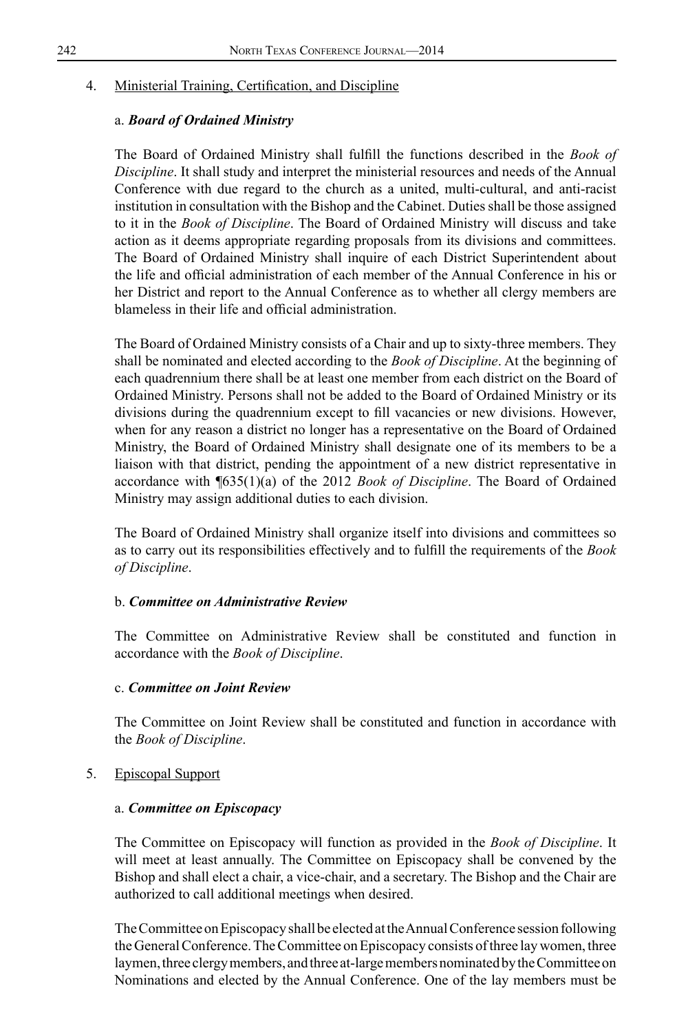4. Ministerial Training, Certification, and Discipline

a. ***Board of Ordained Ministry***

The Board of Ordained Ministry shall fulfill the functions described in the *Book of Discipline*. It shall study and interpret the ministerial resources and needs of the Annual Conference with due regard to the church as a united, multi-cultural, and anti-racist institution in consultation with the Bishop and the Cabinet. Duties shall be those assigned to it in the *Book of Discipline*. The Board of Ordained Ministry will discuss and take action as it deems appropriate regarding proposals from its divisions and committees. The Board of Ordained Ministry shall inquire of each District Superintendent about the life and official administration of each member of the Annual Conference in his or her District and report to the Annual Conference as to whether all clergy members are blameless in their life and official administration.

The Board of Ordained Ministry consists of a Chair and up to sixty-three members. They shall be nominated and elected according to the *Book of Discipline*. At the beginning of each quadrennium there shall be at least one member from each district on the Board of Ordained Ministry. Persons shall not be added to the Board of Ordained Ministry or its divisions during the quadrennium except to fill vacancies or new divisions. However, when for any reason a district no longer has a representative on the Board of Ordained Ministry, the Board of Ordained Ministry shall designate one of its members to be a liaison with that district, pending the appointment of a new district representative in accordance with ¶635(1)(a) of the 2012 *Book of Discipline*. The Board of Ordained Ministry may assign additional duties to each division.

The Board of Ordained Ministry shall organize itself into divisions and committees so as to carry out its responsibilities effectively and to fulfill the requirements of the *Book of Discipline*.

b. ***Committee on Administrative Review***

The Committee on Administrative Review shall be constituted and function in accordance with the *Book of Discipline*.

c. ***Committee on Joint Review***

The Committee on Joint Review shall be constituted and function in accordance with the *Book of Discipline*.

5. Episcopal Support

a. ***Committee on Episcopacy***

The Committee on Episcopacy will function as provided in the *Book of Discipline*. It will meet at least annually. The Committee on Episcopacy shall be convened by the Bishop and shall elect a chair, a vice-chair, and a secretary. The Bishop and the Chair are authorized to call additional meetings when desired.

The Committee on Episcopacy shall be elected at the Annual Conference session following the General Conference. The Committee on Episcopacy consists of three lay women, three laymen, three clergy members, and three at-large members nominated by the Committee on Nominations and elected by the Annual Conference. One of the lay members must be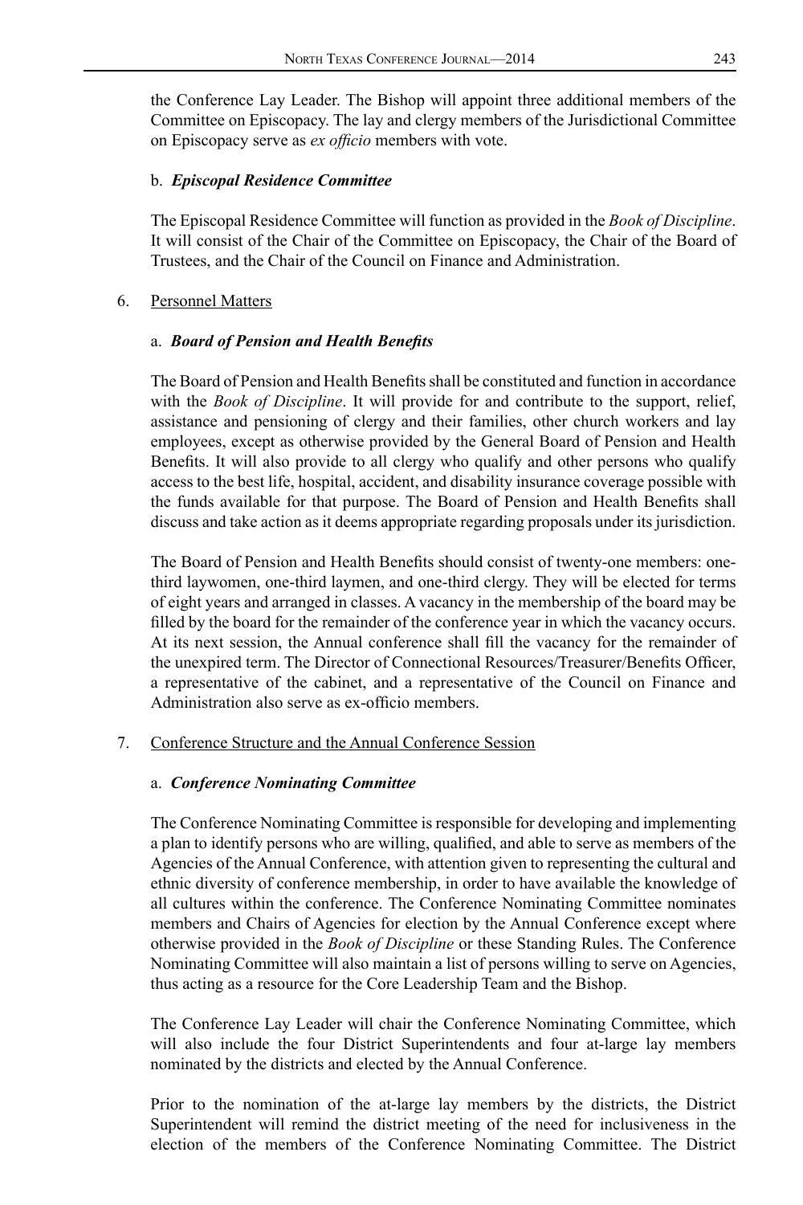the Conference Lay Leader. The Bishop will appoint three additional members of the Committee on Episcopacy. The lay and clergy members of the Jurisdictional Committee on Episcopacy serve as *ex officio* members with vote.

b. ***Episcopal Residence Committee***

The Episcopal Residence Committee will function as provided in the *Book of Discipline*. It will consist of the Chair of the Committee on Episcopacy, the Chair of the Board of Trustees, and the Chair of the Council on Finance and Administration.

6. <u>Personnel Matters</u>

a. ***Board of Pension and Health Benefits***

The Board of Pension and Health Benefits shall be constituted and function in accordance with the *Book of Discipline*. It will provide for and contribute to the support, relief, assistance and pensioning of clergy and their families, other church workers and lay employees, except as otherwise provided by the General Board of Pension and Health Benefits. It will also provide to all clergy who qualify and other persons who qualify access to the best life, hospital, accident, and disability insurance coverage possible with the funds available for that purpose. The Board of Pension and Health Benefits shall discuss and take action as it deems appropriate regarding proposals under its jurisdiction.

The Board of Pension and Health Benefits should consist of twenty-one members: one-third laywomen, one-third laymen, and one-third clergy. They will be elected for terms of eight years and arranged in classes. A vacancy in the membership of the board may be filled by the board for the remainder of the conference year in which the vacancy occurs. At its next session, the Annual conference shall fill the vacancy for the remainder of the unexpired term. The Director of Connectional Resources/Treasurer/Benefits Officer, a representative of the cabinet, and a representative of the Council on Finance and Administration also serve as ex-officio members.

7. <u>Conference Structure and the Annual Conference Session</u>

a. ***Conference Nominating Committee***

The Conference Nominating Committee is responsible for developing and implementing a plan to identify persons who are willing, qualified, and able to serve as members of the Agencies of the Annual Conference, with attention given to representing the cultural and ethnic diversity of conference membership, in order to have available the knowledge of all cultures within the conference. The Conference Nominating Committee nominates members and Chairs of Agencies for election by the Annual Conference except where otherwise provided in the *Book of Discipline* or these Standing Rules. The Conference Nominating Committee will also maintain a list of persons willing to serve on Agencies, thus acting as a resource for the Core Leadership Team and the Bishop.

The Conference Lay Leader will chair the Conference Nominating Committee, which will also include the four District Superintendents and four at-large lay members nominated by the districts and elected by the Annual Conference.

Prior to the nomination of the at-large lay members by the districts, the District Superintendent will remind the district meeting of the need for inclusiveness in the election of the members of the Conference Nominating Committee. The District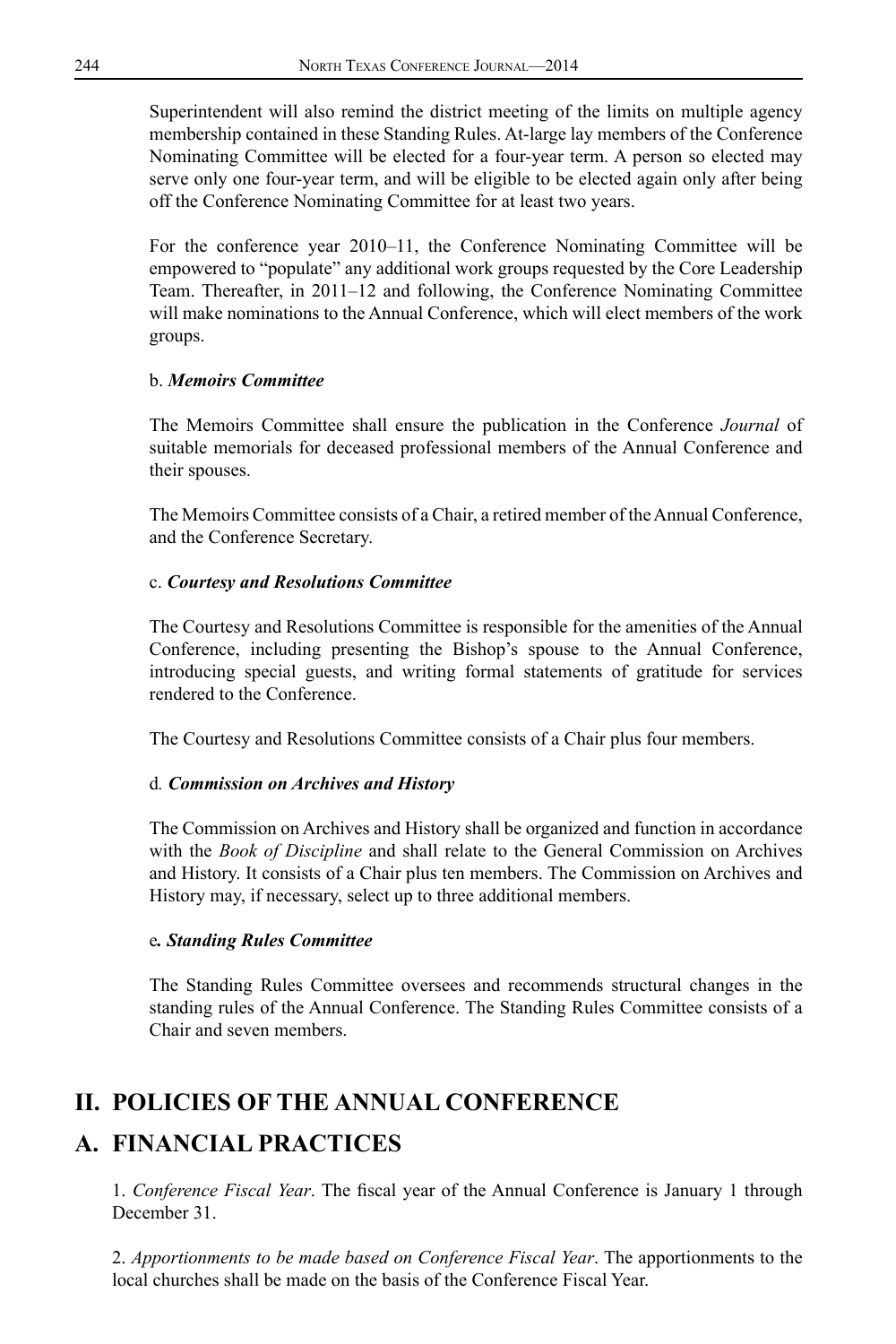Superintendent will also remind the district meeting of the limits on multiple agency membership contained in these Standing Rules. At-large lay members of the Conference Nominating Committee will be elected for a four-year term. A person so elected may serve only one four-year term, and will be eligible to be elected again only after being off the Conference Nominating Committee for at least two years.

For the conference year 2010–11, the Conference Nominating Committee will be empowered to "populate" any additional work groups requested by the Core Leadership Team. Thereafter, in 2011–12 and following, the Conference Nominating Committee will make nominations to the Annual Conference, which will elect members of the work groups.

b. ***Memoirs Committee***

The Memoirs Committee shall ensure the publication in the Conference *Journal* of suitable memorials for deceased professional members of the Annual Conference and their spouses.

The Memoirs Committee consists of a Chair, a retired member of the Annual Conference, and the Conference Secretary.

c. ***Courtesy and Resolutions Committee***

The Courtesy and Resolutions Committee is responsible for the amenities of the Annual Conference, including presenting the Bishop's spouse to the Annual Conference, introducing special guests, and writing formal statements of gratitude for services rendered to the Conference.

The Courtesy and Resolutions Committee consists of a Chair plus four members.

d. ***Commission on Archives and History***

The Commission on Archives and History shall be organized and function in accordance with the *Book of Discipline* and shall relate to the General Commission on Archives and History. It consists of a Chair plus ten members. The Commission on Archives and History may, if necessary, select up to three additional members.

e***. Standing Rules Committee***

The Standing Rules Committee oversees and recommends structural changes in the standing rules of the Annual Conference. The Standing Rules Committee consists of a Chair and seven members.

## II. POLICIES OF THE ANNUAL CONFERENCE

## A. FINANCIAL PRACTICES

1. *Conference Fiscal Year*. The fiscal year of the Annual Conference is January 1 through December 31.

2. *Apportionments to be made based on Conference Fiscal Year*. The apportionments to the local churches shall be made on the basis of the Conference Fiscal Year.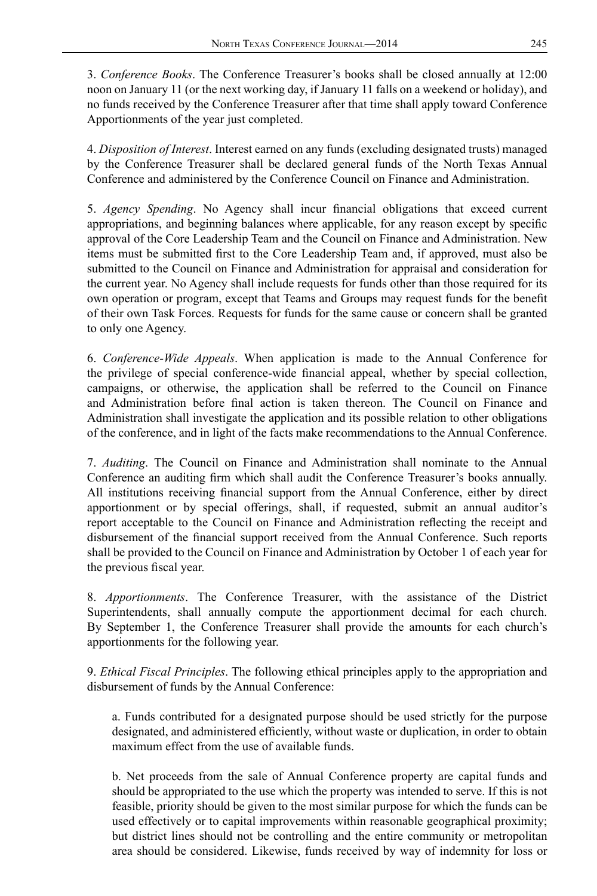3. *Conference Books*. The Conference Treasurer's books shall be closed annually at 12:00 noon on January 11 (or the next working day, if January 11 falls on a weekend or holiday), and no funds received by the Conference Treasurer after that time shall apply toward Conference Apportionments of the year just completed.

4. *Disposition of Interest*. Interest earned on any funds (excluding designated trusts) managed by the Conference Treasurer shall be declared general funds of the North Texas Annual Conference and administered by the Conference Council on Finance and Administration.

5. *Agency Spending*. No Agency shall incur financial obligations that exceed current appropriations, and beginning balances where applicable, for any reason except by specific approval of the Core Leadership Team and the Council on Finance and Administration. New items must be submitted first to the Core Leadership Team and, if approved, must also be submitted to the Council on Finance and Administration for appraisal and consideration for the current year. No Agency shall include requests for funds other than those required for its own operation or program, except that Teams and Groups may request funds for the benefit of their own Task Forces. Requests for funds for the same cause or concern shall be granted to only one Agency.

6. *Conference-Wide Appeals*. When application is made to the Annual Conference for the privilege of special conference-wide financial appeal, whether by special collection, campaigns, or otherwise, the application shall be referred to the Council on Finance and Administration before final action is taken thereon. The Council on Finance and Administration shall investigate the application and its possible relation to other obligations of the conference, and in light of the facts make recommendations to the Annual Conference.

7. *Auditing*. The Council on Finance and Administration shall nominate to the Annual Conference an auditing firm which shall audit the Conference Treasurer's books annually. All institutions receiving financial support from the Annual Conference, either by direct apportionment or by special offerings, shall, if requested, submit an annual auditor's report acceptable to the Council on Finance and Administration reflecting the receipt and disbursement of the financial support received from the Annual Conference. Such reports shall be provided to the Council on Finance and Administration by October 1 of each year for the previous fiscal year.

8. *Apportionments*. The Conference Treasurer, with the assistance of the District Superintendents, shall annually compute the apportionment decimal for each church. By September 1, the Conference Treasurer shall provide the amounts for each church's apportionments for the following year.

9. *Ethical Fiscal Principles*. The following ethical principles apply to the appropriation and disbursement of funds by the Annual Conference:

a. Funds contributed for a designated purpose should be used strictly for the purpose designated, and administered efficiently, without waste or duplication, in order to obtain maximum effect from the use of available funds.

b. Net proceeds from the sale of Annual Conference property are capital funds and should be appropriated to the use which the property was intended to serve. If this is not feasible, priority should be given to the most similar purpose for which the funds can be used effectively or to capital improvements within reasonable geographical proximity; but district lines should not be controlling and the entire community or metropolitan area should be considered. Likewise, funds received by way of indemnity for loss or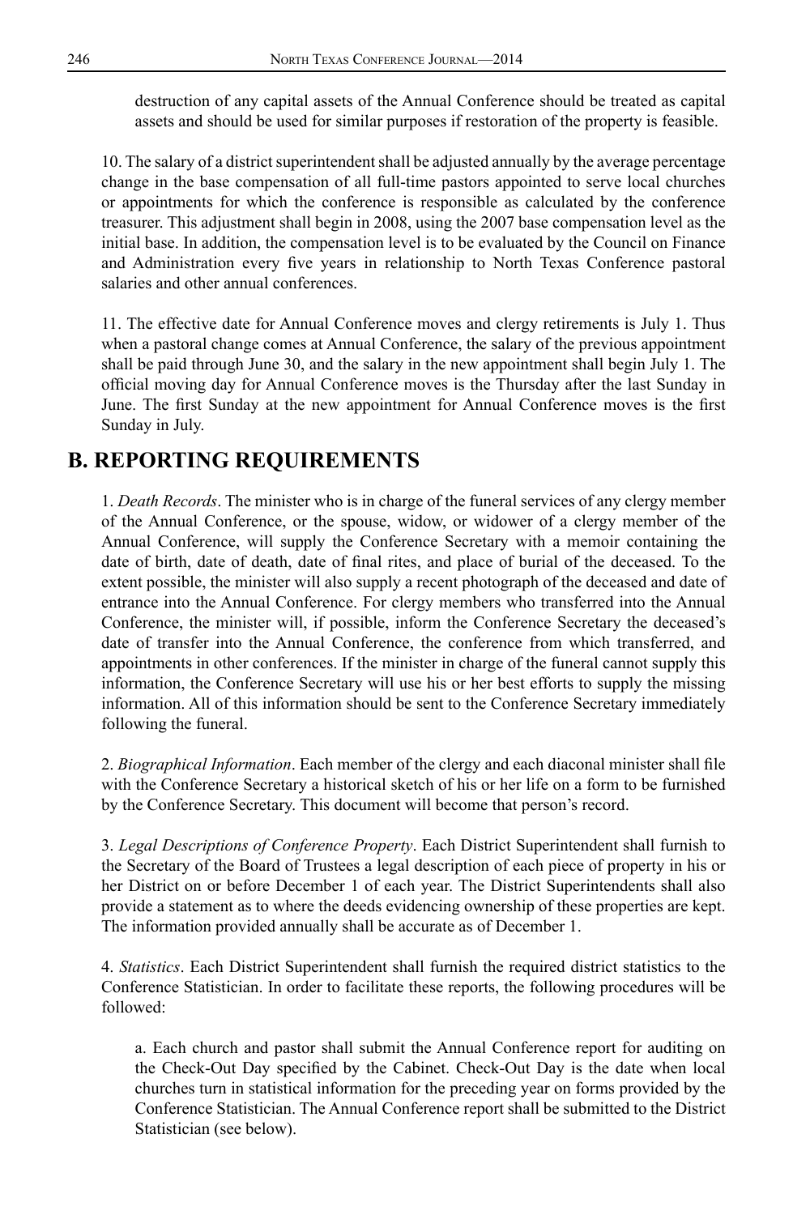destruction of any capital assets of the Annual Conference should be treated as capital assets and should be used for similar purposes if restoration of the property is feasible.

10. The salary of a district superintendent shall be adjusted annually by the average percentage change in the base compensation of all full-time pastors appointed to serve local churches or appointments for which the conference is responsible as calculated by the conference treasurer. This adjustment shall begin in 2008, using the 2007 base compensation level as the initial base. In addition, the compensation level is to be evaluated by the Council on Finance and Administration every five years in relationship to North Texas Conference pastoral salaries and other annual conferences.

11. The effective date for Annual Conference moves and clergy retirements is July 1. Thus when a pastoral change comes at Annual Conference, the salary of the previous appointment shall be paid through June 30, and the salary in the new appointment shall begin July 1. The official moving day for Annual Conference moves is the Thursday after the last Sunday in June. The first Sunday at the new appointment for Annual Conference moves is the first Sunday in July.

## B. REPORTING REQUIREMENTS

1. *Death Records*. The minister who is in charge of the funeral services of any clergy member of the Annual Conference, or the spouse, widow, or widower of a clergy member of the Annual Conference, will supply the Conference Secretary with a memoir containing the date of birth, date of death, date of final rites, and place of burial of the deceased. To the extent possible, the minister will also supply a recent photograph of the deceased and date of entrance into the Annual Conference. For clergy members who transferred into the Annual Conference, the minister will, if possible, inform the Conference Secretary the deceased's date of transfer into the Annual Conference, the conference from which transferred, and appointments in other conferences. If the minister in charge of the funeral cannot supply this information, the Conference Secretary will use his or her best efforts to supply the missing information. All of this information should be sent to the Conference Secretary immediately following the funeral.

2. *Biographical Information*. Each member of the clergy and each diaconal minister shall file with the Conference Secretary a historical sketch of his or her life on a form to be furnished by the Conference Secretary. This document will become that person's record.

3. *Legal Descriptions of Conference Property*. Each District Superintendent shall furnish to the Secretary of the Board of Trustees a legal description of each piece of property in his or her District on or before December 1 of each year. The District Superintendents shall also provide a statement as to where the deeds evidencing ownership of these properties are kept. The information provided annually shall be accurate as of December 1.

4. *Statistics*. Each District Superintendent shall furnish the required district statistics to the Conference Statistician. In order to facilitate these reports, the following procedures will be followed:

a. Each church and pastor shall submit the Annual Conference report for auditing on the Check-Out Day specified by the Cabinet. Check-Out Day is the date when local churches turn in statistical information for the preceding year on forms provided by the Conference Statistician. The Annual Conference report shall be submitted to the District Statistician (see below).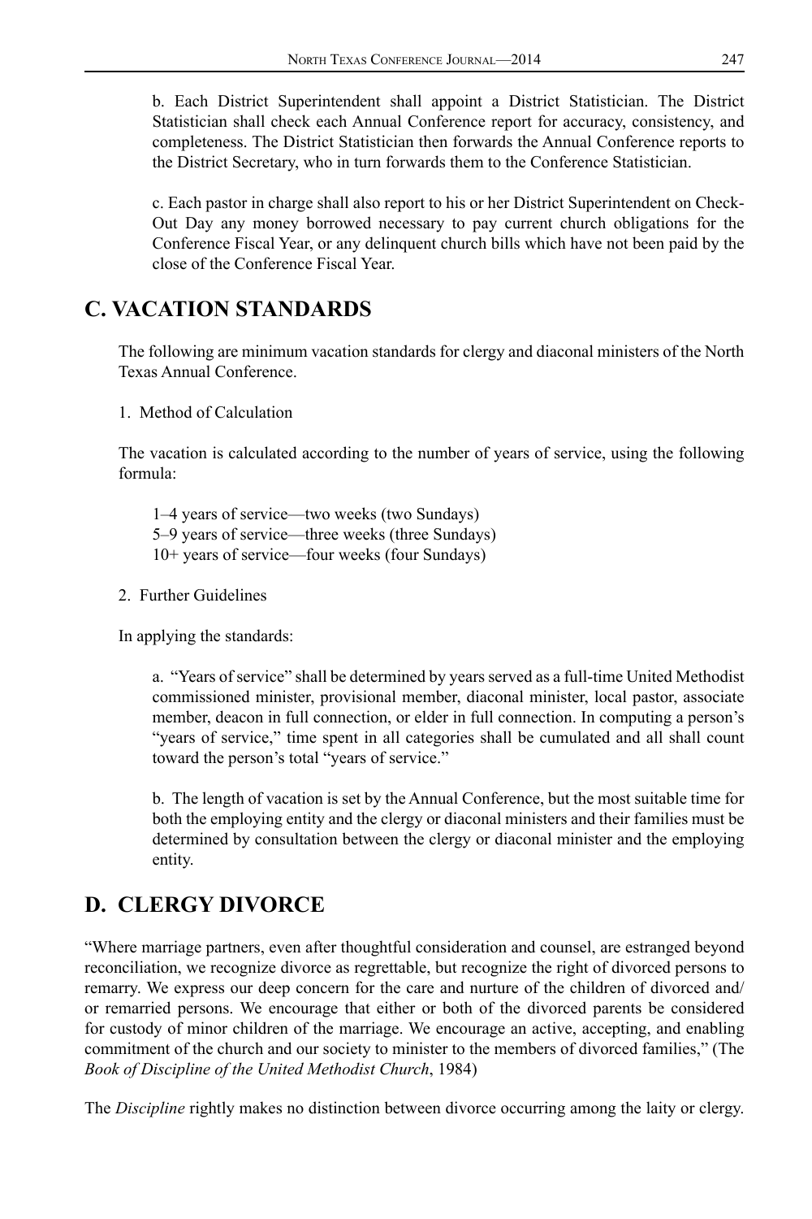b. Each District Superintendent shall appoint a District Statistician. The District Statistician shall check each Annual Conference report for accuracy, consistency, and completeness. The District Statistician then forwards the Annual Conference reports to the District Secretary, who in turn forwards them to the Conference Statistician.

c. Each pastor in charge shall also report to his or her District Superintendent on Check-Out Day any money borrowed necessary to pay current church obligations for the Conference Fiscal Year, or any delinquent church bills which have not been paid by the close of the Conference Fiscal Year.

## C. VACATION STANDARDS

The following are minimum vacation standards for clergy and diaconal ministers of the North Texas Annual Conference.

1. Method of Calculation

The vacation is calculated according to the number of years of service, using the following formula:

1–4 years of service—two weeks (two Sundays)
5–9 years of service—three weeks (three Sundays)
10+ years of service—four weeks (four Sundays)

2. Further Guidelines

In applying the standards:

a. "Years of service" shall be determined by years served as a full-time United Methodist commissioned minister, provisional member, diaconal minister, local pastor, associate member, deacon in full connection, or elder in full connection. In computing a person's "years of service," time spent in all categories shall be cumulated and all shall count toward the person's total "years of service."

b. The length of vacation is set by the Annual Conference, but the most suitable time for both the employing entity and the clergy or diaconal ministers and their families must be determined by consultation between the clergy or diaconal minister and the employing entity.

## D. CLERGY DIVORCE

"Where marriage partners, even after thoughtful consideration and counsel, are estranged beyond reconciliation, we recognize divorce as regrettable, but recognize the right of divorced persons to remarry. We express our deep concern for the care and nurture of the children of divorced and/or remarried persons. We encourage that either or both of the divorced parents be considered for custody of minor children of the marriage. We encourage an active, accepting, and enabling commitment of the church and our society to minister to the members of divorced families," (The *Book of Discipline of the United Methodist Church*, 1984)

The *Discipline* rightly makes no distinction between divorce occurring among the laity or clergy.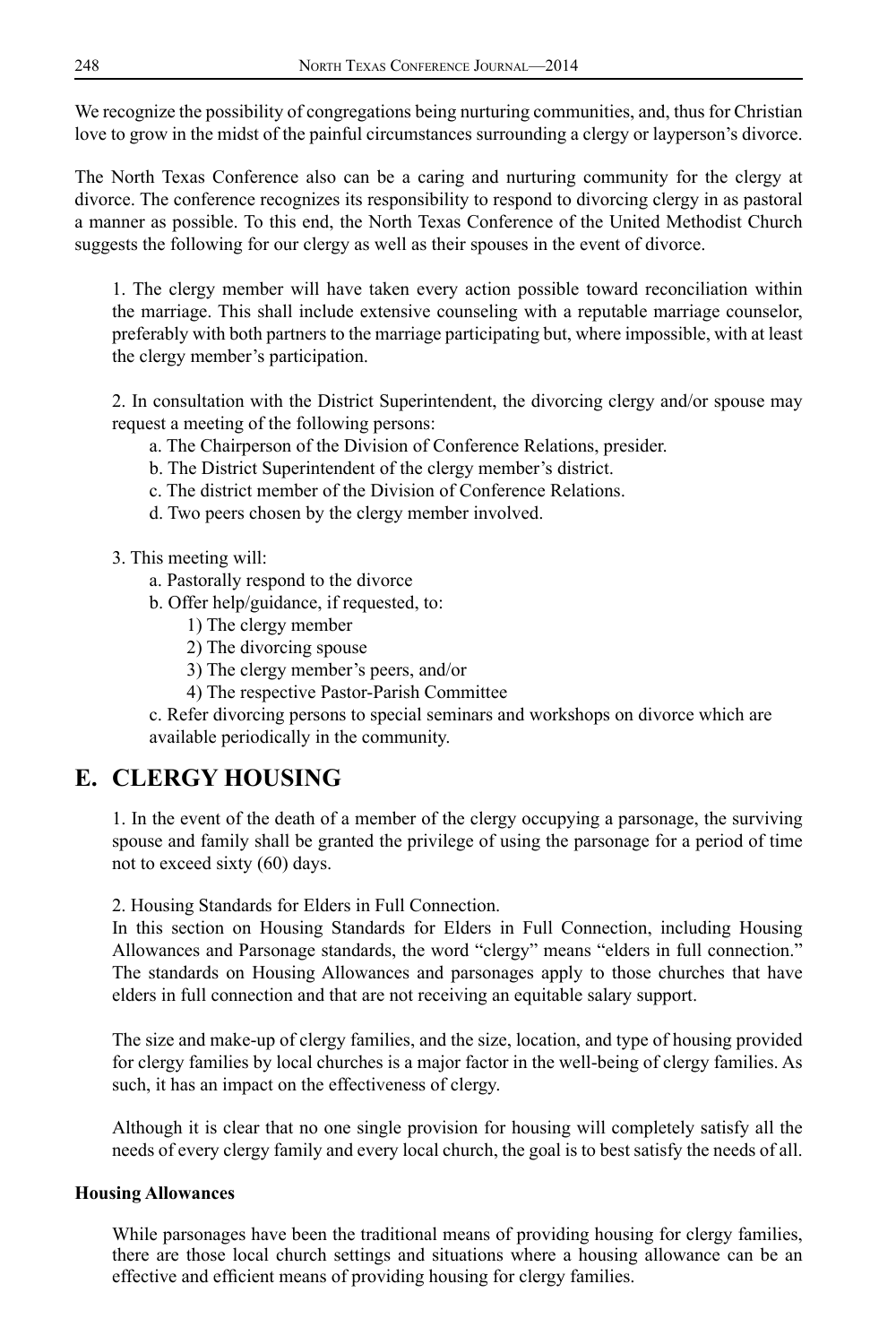We recognize the possibility of congregations being nurturing communities, and, thus for Christian love to grow in the midst of the painful circumstances surrounding a clergy or layperson's divorce.

The North Texas Conference also can be a caring and nurturing community for the clergy at divorce. The conference recognizes its responsibility to respond to divorcing clergy in as pastoral a manner as possible. To this end, the North Texas Conference of the United Methodist Church suggests the following for our clergy as well as their spouses in the event of divorce.

1. The clergy member will have taken every action possible toward reconciliation within the marriage. This shall include extensive counseling with a reputable marriage counselor, preferably with both partners to the marriage participating but, where impossible, with at least the clergy member's participation.

2. In consultation with the District Superintendent, the divorcing clergy and/or spouse may request a meeting of the following persons:
    a. The Chairperson of the Division of Conference Relations, presider.
    b. The District Superintendent of the clergy member's district.
    c. The district member of the Division of Conference Relations.
    d. Two peers chosen by the clergy member involved.

3. This meeting will:
    a. Pastorally respond to the divorce
    b. Offer help/guidance, if requested, to:
        1) The clergy member
        2) The divorcing spouse
        3) The clergy member's peers, and/or
        4) The respective Pastor-Parish Committee
    c. Refer divorcing persons to special seminars and workshops on divorce which are available periodically in the community.

## E. CLERGY HOUSING

1. In the event of the death of a member of the clergy occupying a parsonage, the surviving spouse and family shall be granted the privilege of using the parsonage for a period of time not to exceed sixty (60) days.

2. Housing Standards for Elders in Full Connection.
In this section on Housing Standards for Elders in Full Connection, including Housing Allowances and Parsonage standards, the word "clergy" means "elders in full connection." The standards on Housing Allowances and parsonages apply to those churches that have elders in full connection and that are not receiving an equitable salary support.

The size and make-up of clergy families, and the size, location, and type of housing provided for clergy families by local churches is a major factor in the well-being of clergy families. As such, it has an impact on the effectiveness of clergy.

Although it is clear that no one single provision for housing will completely satisfy all the needs of every clergy family and every local church, the goal is to best satisfy the needs of all.

**Housing Allowances**

While parsonages have been the traditional means of providing housing for clergy families, there are those local church settings and situations where a housing allowance can be an effective and efficient means of providing housing for clergy families.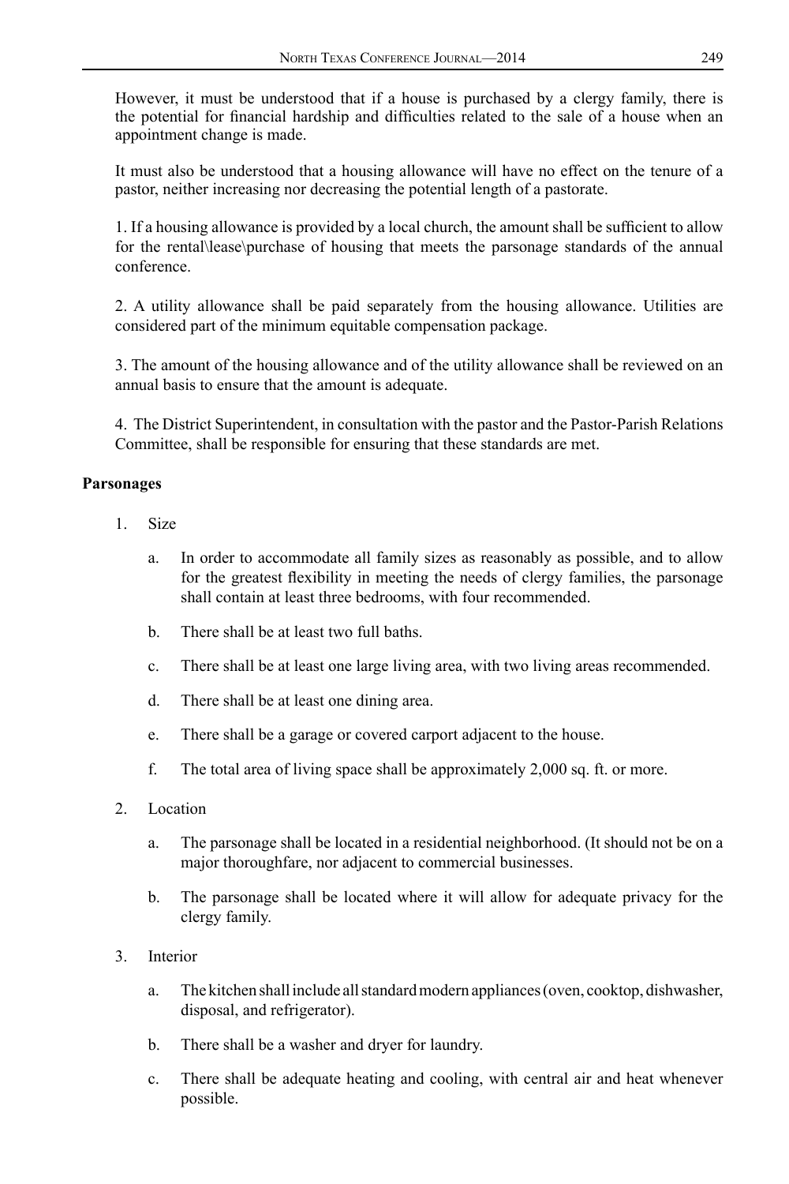However, it must be understood that if a house is purchased by a clergy family, there is the potential for financial hardship and difficulties related to the sale of a house when an appointment change is made.

It must also be understood that a housing allowance will have no effect on the tenure of a pastor, neither increasing nor decreasing the potential length of a pastorate.

1. If a housing allowance is provided by a local church, the amount shall be sufficient to allow for the rental\lease\purchase of housing that meets the parsonage standards of the annual conference.

2. A utility allowance shall be paid separately from the housing allowance. Utilities are considered part of the minimum equitable compensation package.

3. The amount of the housing allowance and of the utility allowance shall be reviewed on an annual basis to ensure that the amount is adequate.

4. The District Superintendent, in consultation with the pastor and the Pastor-Parish Relations Committee, shall be responsible for ensuring that these standards are met.

**Parsonages**

1. Size

   a. In order to accommodate all family sizes as reasonably as possible, and to allow for the greatest flexibility in meeting the needs of clergy families, the parsonage shall contain at least three bedrooms, with four recommended.

   b. There shall be at least two full baths.

   c. There shall be at least one large living area, with two living areas recommended.

   d. There shall be at least one dining area.

   e. There shall be a garage or covered carport adjacent to the house.

   f. The total area of living space shall be approximately 2,000 sq. ft. or more.

2. Location

   a. The parsonage shall be located in a residential neighborhood. (It should not be on a major thoroughfare, nor adjacent to commercial businesses.

   b. The parsonage shall be located where it will allow for adequate privacy for the clergy family.

3. Interior

   a. The kitchen shall include all standard modern appliances (oven, cooktop, dishwasher, disposal, and refrigerator).

   b. There shall be a washer and dryer for laundry.

   c. There shall be adequate heating and cooling, with central air and heat whenever possible.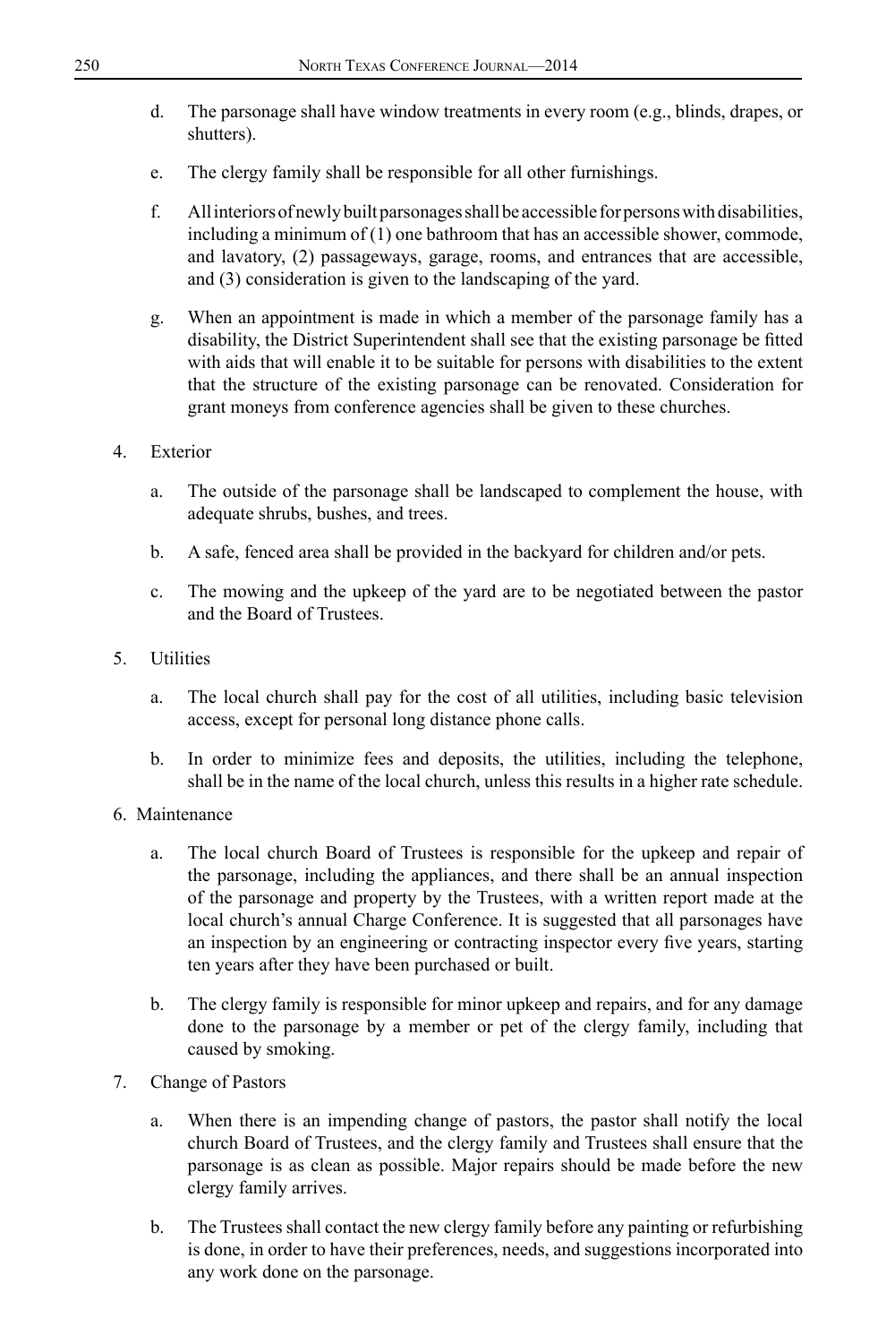d. The parsonage shall have window treatments in every room (e.g., blinds, drapes, or shutters).

e. The clergy family shall be responsible for all other furnishings.

f. All interiors of newly built parsonages shall be accessible for persons with disabilities, including a minimum of (1) one bathroom that has an accessible shower, commode, and lavatory, (2) passageways, garage, rooms, and entrances that are accessible, and (3) consideration is given to the landscaping of the yard.

g. When an appointment is made in which a member of the parsonage family has a disability, the District Superintendent shall see that the existing parsonage be fitted with aids that will enable it to be suitable for persons with disabilities to the extent that the structure of the existing parsonage can be renovated. Consideration for grant moneys from conference agencies shall be given to these churches.

4. Exterior

   a. The outside of the parsonage shall be landscaped to complement the house, with adequate shrubs, bushes, and trees.

   b. A safe, fenced area shall be provided in the backyard for children and/or pets.

   c. The mowing and the upkeep of the yard are to be negotiated between the pastor and the Board of Trustees.

5. Utilities

   a. The local church shall pay for the cost of all utilities, including basic television access, except for personal long distance phone calls.

   b. In order to minimize fees and deposits, the utilities, including the telephone, shall be in the name of the local church, unless this results in a higher rate schedule.

6. Maintenance

   a. The local church Board of Trustees is responsible for the upkeep and repair of the parsonage, including the appliances, and there shall be an annual inspection of the parsonage and property by the Trustees, with a written report made at the local church's annual Charge Conference. It is suggested that all parsonages have an inspection by an engineering or contracting inspector every five years, starting ten years after they have been purchased or built.

   b. The clergy family is responsible for minor upkeep and repairs, and for any damage done to the parsonage by a member or pet of the clergy family, including that caused by smoking.

7. Change of Pastors

   a. When there is an impending change of pastors, the pastor shall notify the local church Board of Trustees, and the clergy family and Trustees shall ensure that the parsonage is as clean as possible. Major repairs should be made before the new clergy family arrives.

   b. The Trustees shall contact the new clergy family before any painting or refurbishing is done, in order to have their preferences, needs, and suggestions incorporated into any work done on the parsonage.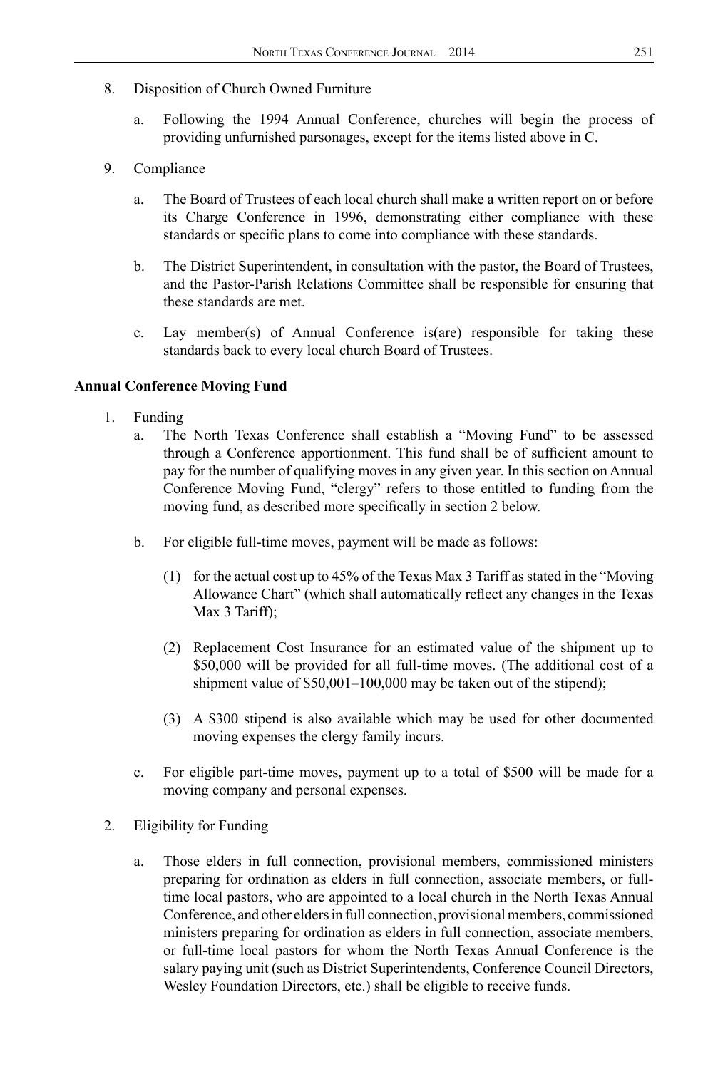8. Disposition of Church Owned Furniture

   a. Following the 1994 Annual Conference, churches will begin the process of providing unfurnished parsonages, except for the items listed above in C.

9. Compliance

   a. The Board of Trustees of each local church shall make a written report on or before its Charge Conference in 1996, demonstrating either compliance with these standards or specific plans to come into compliance with these standards.

   b. The District Superintendent, in consultation with the pastor, the Board of Trustees, and the Pastor-Parish Relations Committee shall be responsible for ensuring that these standards are met.

   c. Lay member(s) of Annual Conference is(are) responsible for taking these standards back to every local church Board of Trustees.

**Annual Conference Moving Fund**

1. Funding

   a. The North Texas Conference shall establish a "Moving Fund" to be assessed through a Conference apportionment. This fund shall be of sufficient amount to pay for the number of qualifying moves in any given year. In this section on Annual Conference Moving Fund, "clergy" refers to those entitled to funding from the moving fund, as described more specifically in section 2 below.

   b. For eligible full-time moves, payment will be made as follows:

      (1) for the actual cost up to 45% of the Texas Max 3 Tariff as stated in the "Moving Allowance Chart" (which shall automatically reflect any changes in the Texas Max 3 Tariff);

      (2) Replacement Cost Insurance for an estimated value of the shipment up to $50,000 will be provided for all full-time moves. (The additional cost of a shipment value of $50,001–100,000 may be taken out of the stipend);

      (3) A $300 stipend is also available which may be used for other documented moving expenses the clergy family incurs.

   c. For eligible part-time moves, payment up to a total of $500 will be made for a moving company and personal expenses.

2. Eligibility for Funding

   a. Those elders in full connection, provisional members, commissioned ministers preparing for ordination as elders in full connection, associate members, or full-time local pastors, who are appointed to a local church in the North Texas Annual Conference, and other elders in full connection, provisional members, commissioned ministers preparing for ordination as elders in full connection, associate members, or full-time local pastors for whom the North Texas Annual Conference is the salary paying unit (such as District Superintendents, Conference Council Directors, Wesley Foundation Directors, etc.) shall be eligible to receive funds.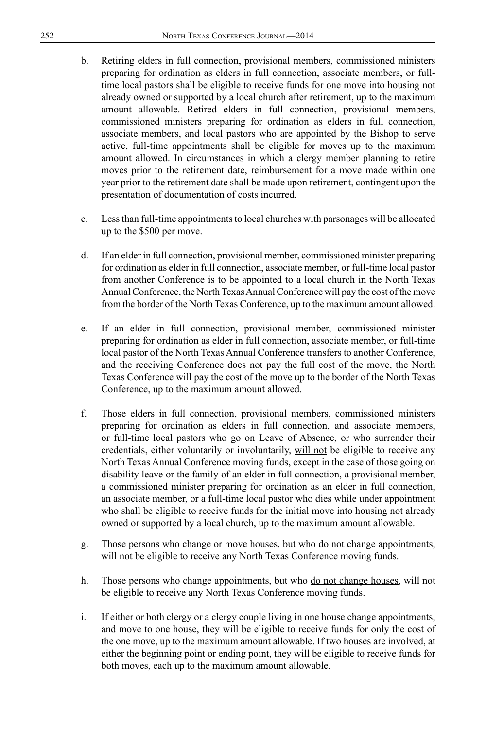b. Retiring elders in full connection, provisional members, commissioned ministers preparing for ordination as elders in full connection, associate members, or full-time local pastors shall be eligible to receive funds for one move into housing not already owned or supported by a local church after retirement, up to the maximum amount allowable. Retired elders in full connection, provisional members, commissioned ministers preparing for ordination as elders in full connection, associate members, and local pastors who are appointed by the Bishop to serve active, full-time appointments shall be eligible for moves up to the maximum amount allowed. In circumstances in which a clergy member planning to retire moves prior to the retirement date, reimbursement for a move made within one year prior to the retirement date shall be made upon retirement, contingent upon the presentation of documentation of costs incurred.

c. Less than full-time appointments to local churches with parsonages will be allocated up to the $500 per move.

d. If an elder in full connection, provisional member, commissioned minister preparing for ordination as elder in full connection, associate member, or full-time local pastor from another Conference is to be appointed to a local church in the North Texas Annual Conference, the North Texas Annual Conference will pay the cost of the move from the border of the North Texas Conference, up to the maximum amount allowed.

e. If an elder in full connection, provisional member, commissioned minister preparing for ordination as elder in full connection, associate member, or full-time local pastor of the North Texas Annual Conference transfers to another Conference, and the receiving Conference does not pay the full cost of the move, the North Texas Conference will pay the cost of the move up to the border of the North Texas Conference, up to the maximum amount allowed.

f. Those elders in full connection, provisional members, commissioned ministers preparing for ordination as elders in full connection, and associate members, or full-time local pastors who go on Leave of Absence, or who surrender their credentials, either voluntarily or involuntarily, <u>will not</u> be eligible to receive any North Texas Annual Conference moving funds, except in the case of those going on disability leave or the family of an elder in full connection, a provisional member, a commissioned minister preparing for ordination as an elder in full connection, an associate member, or a full-time local pastor who dies while under appointment who shall be eligible to receive funds for the initial move into housing not already owned or supported by a local church, up to the maximum amount allowable.

g. Those persons who change or move houses, but who <u>do not change appointments</u>, will not be eligible to receive any North Texas Conference moving funds.

h. Those persons who change appointments, but who <u>do not change houses</u>, will not be eligible to receive any North Texas Conference moving funds.

i. If either or both clergy or a clergy couple living in one house change appointments, and move to one house, they will be eligible to receive funds for only the cost of the one move, up to the maximum amount allowable. If two houses are involved, at either the beginning point or ending point, they will be eligible to receive funds for both moves, each up to the maximum amount allowable.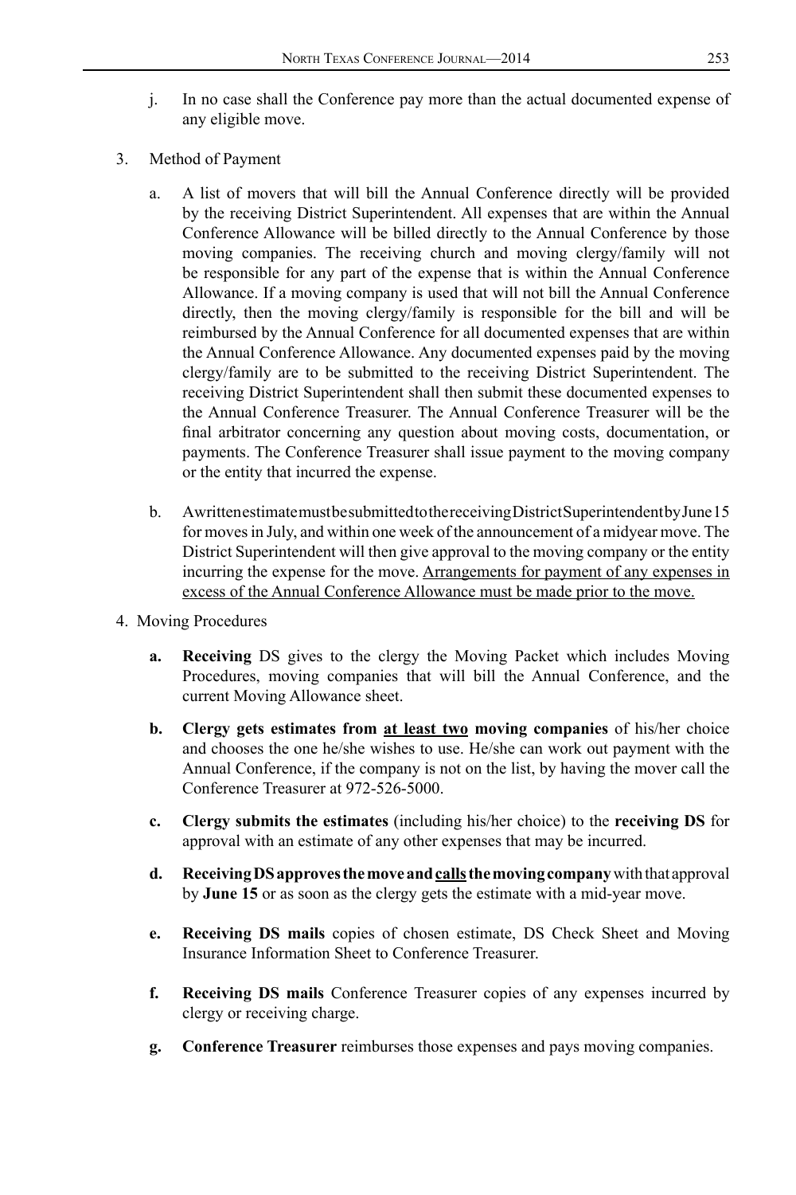j. In no case shall the Conference pay more than the actual documented expense of any eligible move.

3. Method of Payment

   a. A list of movers that will bill the Annual Conference directly will be provided by the receiving District Superintendent. All expenses that are within the Annual Conference Allowance will be billed directly to the Annual Conference by those moving companies. The receiving church and moving clergy/family will not be responsible for any part of the expense that is within the Annual Conference Allowance. If a moving company is used that will not bill the Annual Conference directly, then the moving clergy/family is responsible for the bill and will be reimbursed by the Annual Conference for all documented expenses that are within the Annual Conference Allowance. Any documented expenses paid by the moving clergy/family are to be submitted to the receiving District Superintendent. The receiving District Superintendent shall then submit these documented expenses to the Annual Conference Treasurer. The Annual Conference Treasurer will be the final arbitrator concerning any question about moving costs, documentation, or payments. The Conference Treasurer shall issue payment to the moving company or the entity that incurred the expense.

   b. A written estimate must be submitted to the receiving District Superintendent by June 15 for moves in July, and within one week of the announcement of a midyear move. The District Superintendent will then give approval to the moving company or the entity incurring the expense for the move. <u>Arrangements for payment of any expenses in excess of the Annual Conference Allowance must be made prior to the move.</u>

4. Moving Procedures

   **a. Receiving** DS gives to the clergy the Moving Packet which includes Moving Procedures, moving companies that will bill the Annual Conference, and the current Moving Allowance sheet.

   **b. Clergy gets estimates from <u>at least two</u> moving companies** of his/her choice and chooses the one he/she wishes to use. He/she can work out payment with the Annual Conference, if the company is not on the list, by having the mover call the Conference Treasurer at 972-526-5000.

   **c. Clergy submits the estimates** (including his/her choice) to the **receiving DS** for approval with an estimate of any other expenses that may be incurred.

   **d. Receiving DS approves the move and <u>calls</u> the moving company** with that approval by **June 15** or as soon as the clergy gets the estimate with a mid-year move.

   **e. Receiving DS mails** copies of chosen estimate, DS Check Sheet and Moving Insurance Information Sheet to Conference Treasurer.

   **f. Receiving DS mails** Conference Treasurer copies of any expenses incurred by clergy or receiving charge.

   **g. Conference Treasurer** reimburses those expenses and pays moving companies.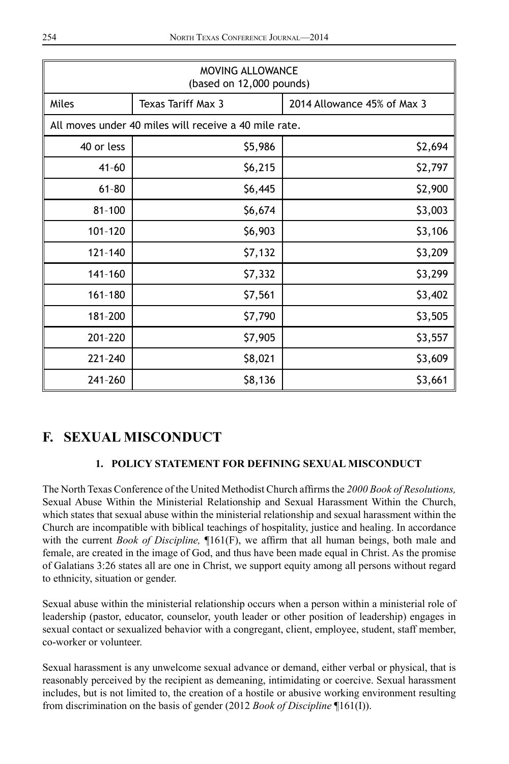| MOVING ALLOWANCE (based on 12,000 pounds) | | |
|---|---|---|
| Miles | Texas Tariff Max 3 | 2014 Allowance 45% of Max 3 |
| All moves under 40 miles will receive a 40 mile rate. | | |
| 40 or less | $5,986 | $2,694 |
| 41-60 | $6,215 | $2,797 |
| 61-80 | $6,445 | $2,900 |
| 81-100 | $6,674 | $3,003 |
| 101-120 | $6,903 | $3,106 |
| 121-140 | $7,132 | $3,209 |
| 141-160 | $7,332 | $3,299 |
| 161-180 | $7,561 | $3,402 |
| 181-200 | $7,790 | $3,505 |
| 201-220 | $7,905 | $3,557 |
| 221-240 | $8,021 | $3,609 |
| 241-260 | $8,136 | $3,661 |

## F. SEXUAL MISCONDUCT

### 1. POLICY STATEMENT FOR DEFINING SEXUAL MISCONDUCT

The North Texas Conference of the United Methodist Church affirms the *2000 Book of Resolutions,* Sexual Abuse Within the Ministerial Relationship and Sexual Harassment Within the Church, which states that sexual abuse within the ministerial relationship and sexual harassment within the Church are incompatible with biblical teachings of hospitality, justice and healing. In accordance with the current *Book of Discipline,* ¶161(F), we affirm that all human beings, both male and female, are created in the image of God, and thus have been made equal in Christ. As the promise of Galatians 3:26 states all are one in Christ, we support equity among all persons without regard to ethnicity, situation or gender.

Sexual abuse within the ministerial relationship occurs when a person within a ministerial role of leadership (pastor, educator, counselor, youth leader or other position of leadership) engages in sexual contact or sexualized behavior with a congregant, client, employee, student, staff member, co-worker or volunteer.

Sexual harassment is any unwelcome sexual advance or demand, either verbal or physical, that is reasonably perceived by the recipient as demeaning, intimidating or coercive. Sexual harassment includes, but is not limited to, the creation of a hostile or abusive working environment resulting from discrimination on the basis of gender (2012 *Book of Discipline* ¶161(I)).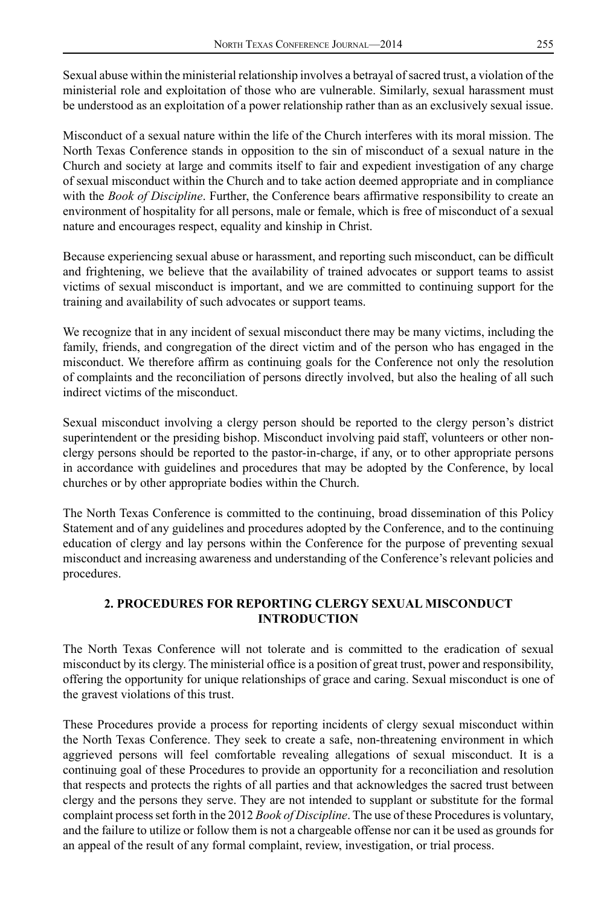Sexual abuse within the ministerial relationship involves a betrayal of sacred trust, a violation of the ministerial role and exploitation of those who are vulnerable. Similarly, sexual harassment must be understood as an exploitation of a power relationship rather than as an exclusively sexual issue.

Misconduct of a sexual nature within the life of the Church interferes with its moral mission. The North Texas Conference stands in opposition to the sin of misconduct of a sexual nature in the Church and society at large and commits itself to fair and expedient investigation of any charge of sexual misconduct within the Church and to take action deemed appropriate and in compliance with the *Book of Discipline*. Further, the Conference bears affirmative responsibility to create an environment of hospitality for all persons, male or female, which is free of misconduct of a sexual nature and encourages respect, equality and kinship in Christ.

Because experiencing sexual abuse or harassment, and reporting such misconduct, can be difficult and frightening, we believe that the availability of trained advocates or support teams to assist victims of sexual misconduct is important, and we are committed to continuing support for the training and availability of such advocates or support teams.

We recognize that in any incident of sexual misconduct there may be many victims, including the family, friends, and congregation of the direct victim and of the person who has engaged in the misconduct. We therefore affirm as continuing goals for the Conference not only the resolution of complaints and the reconciliation of persons directly involved, but also the healing of all such indirect victims of the misconduct.

Sexual misconduct involving a clergy person should be reported to the clergy person's district superintendent or the presiding bishop. Misconduct involving paid staff, volunteers or other non-clergy persons should be reported to the pastor-in-charge, if any, or to other appropriate persons in accordance with guidelines and procedures that may be adopted by the Conference, by local churches or by other appropriate bodies within the Church.

The North Texas Conference is committed to the continuing, broad dissemination of this Policy Statement and of any guidelines and procedures adopted by the Conference, and to the continuing education of clergy and lay persons within the Conference for the purpose of preventing sexual misconduct and increasing awareness and understanding of the Conference's relevant policies and procedures.

## 2. PROCEDURES FOR REPORTING CLERGY SEXUAL MISCONDUCT INTRODUCTION

The North Texas Conference will not tolerate and is committed to the eradication of sexual misconduct by its clergy. The ministerial office is a position of great trust, power and responsibility, offering the opportunity for unique relationships of grace and caring. Sexual misconduct is one of the gravest violations of this trust.

These Procedures provide a process for reporting incidents of clergy sexual misconduct within the North Texas Conference. They seek to create a safe, non-threatening environment in which aggrieved persons will feel comfortable revealing allegations of sexual misconduct. It is a continuing goal of these Procedures to provide an opportunity for a reconciliation and resolution that respects and protects the rights of all parties and that acknowledges the sacred trust between clergy and the persons they serve. They are not intended to supplant or substitute for the formal complaint process set forth in the 2012 *Book of Discipline*. The use of these Procedures is voluntary, and the failure to utilize or follow them is not a chargeable offense nor can it be used as grounds for an appeal of the result of any formal complaint, review, investigation, or trial process.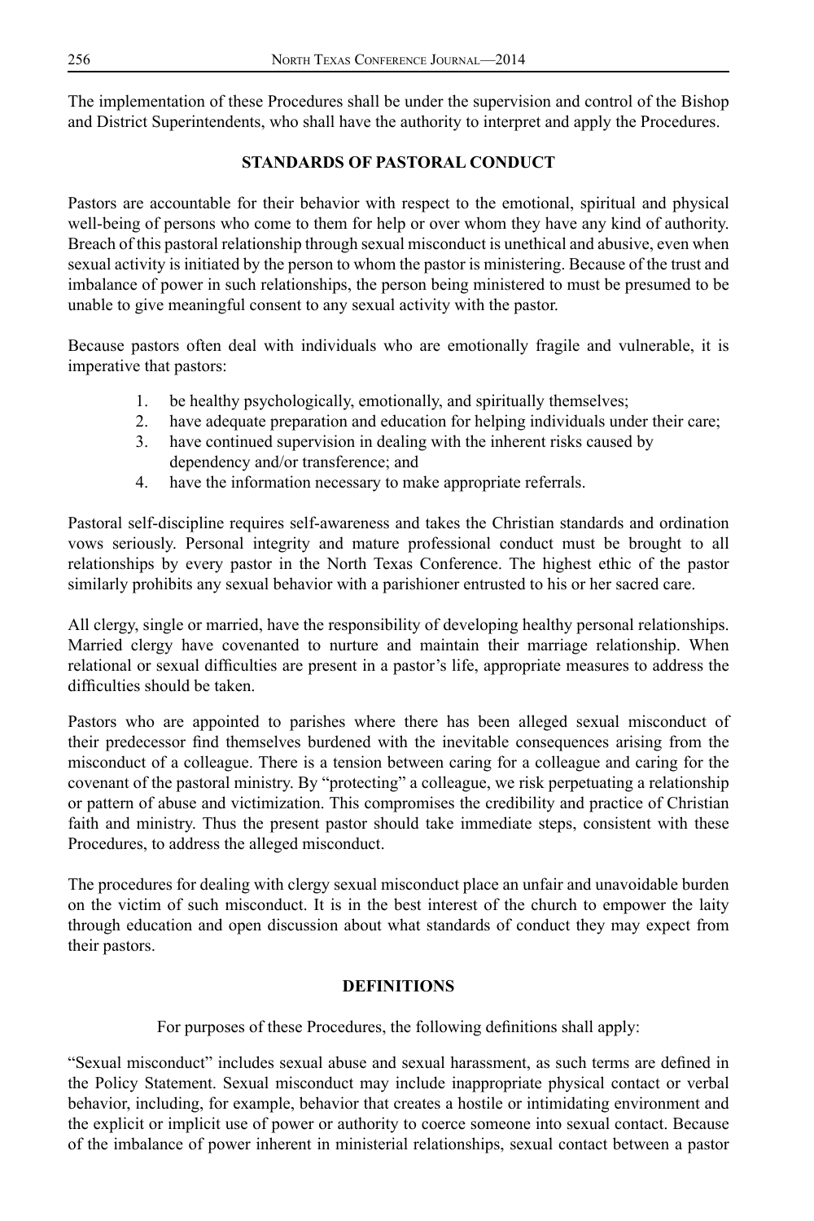The implementation of these Procedures shall be under the supervision and control of the Bishop and District Superintendents, who shall have the authority to interpret and apply the Procedures.

## STANDARDS OF PASTORAL CONDUCT

Pastors are accountable for their behavior with respect to the emotional, spiritual and physical well-being of persons who come to them for help or over whom they have any kind of authority. Breach of this pastoral relationship through sexual misconduct is unethical and abusive, even when sexual activity is initiated by the person to whom the pastor is ministering. Because of the trust and imbalance of power in such relationships, the person being ministered to must be presumed to be unable to give meaningful consent to any sexual activity with the pastor.

Because pastors often deal with individuals who are emotionally fragile and vulnerable, it is imperative that pastors:

1. be healthy psychologically, emotionally, and spiritually themselves;
2. have adequate preparation and education for helping individuals under their care;
3. have continued supervision in dealing with the inherent risks caused by dependency and/or transference; and
4. have the information necessary to make appropriate referrals.

Pastoral self-discipline requires self-awareness and takes the Christian standards and ordination vows seriously. Personal integrity and mature professional conduct must be brought to all relationships by every pastor in the North Texas Conference. The highest ethic of the pastor similarly prohibits any sexual behavior with a parishioner entrusted to his or her sacred care.

All clergy, single or married, have the responsibility of developing healthy personal relationships. Married clergy have covenanted to nurture and maintain their marriage relationship. When relational or sexual difficulties are present in a pastor's life, appropriate measures to address the difficulties should be taken.

Pastors who are appointed to parishes where there has been alleged sexual misconduct of their predecessor find themselves burdened with the inevitable consequences arising from the misconduct of a colleague. There is a tension between caring for a colleague and caring for the covenant of the pastoral ministry. By "protecting" a colleague, we risk perpetuating a relationship or pattern of abuse and victimization. This compromises the credibility and practice of Christian faith and ministry. Thus the present pastor should take immediate steps, consistent with these Procedures, to address the alleged misconduct.

The procedures for dealing with clergy sexual misconduct place an unfair and unavoidable burden on the victim of such misconduct. It is in the best interest of the church to empower the laity through education and open discussion about what standards of conduct they may expect from their pastors.

## DEFINITIONS

For purposes of these Procedures, the following definitions shall apply:

"Sexual misconduct" includes sexual abuse and sexual harassment, as such terms are defined in the Policy Statement. Sexual misconduct may include inappropriate physical contact or verbal behavior, including, for example, behavior that creates a hostile or intimidating environment and the explicit or implicit use of power or authority to coerce someone into sexual contact. Because of the imbalance of power inherent in ministerial relationships, sexual contact between a pastor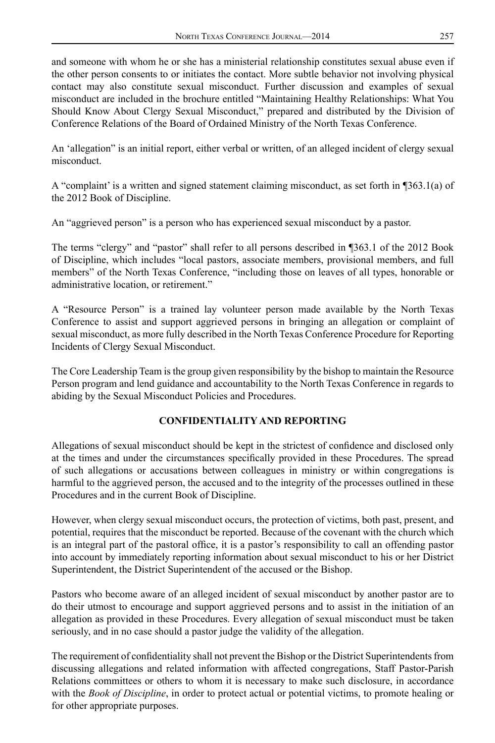and someone with whom he or she has a ministerial relationship constitutes sexual abuse even if the other person consents to or initiates the contact. More subtle behavior not involving physical contact may also constitute sexual misconduct. Further discussion and examples of sexual misconduct are included in the brochure entitled "Maintaining Healthy Relationships: What You Should Know About Clergy Sexual Misconduct," prepared and distributed by the Division of Conference Relations of the Board of Ordained Ministry of the North Texas Conference.

An 'allegation" is an initial report, either verbal or written, of an alleged incident of clergy sexual misconduct.

A "complaint' is a written and signed statement claiming misconduct, as set forth in ¶363.1(a) of the 2012 Book of Discipline.

An "aggrieved person" is a person who has experienced sexual misconduct by a pastor.

The terms "clergy" and "pastor" shall refer to all persons described in ¶363.1 of the 2012 Book of Discipline, which includes "local pastors, associate members, provisional members, and full members" of the North Texas Conference, "including those on leaves of all types, honorable or administrative location, or retirement."

A "Resource Person" is a trained lay volunteer person made available by the North Texas Conference to assist and support aggrieved persons in bringing an allegation or complaint of sexual misconduct, as more fully described in the North Texas Conference Procedure for Reporting Incidents of Clergy Sexual Misconduct.

The Core Leadership Team is the group given responsibility by the bishop to maintain the Resource Person program and lend guidance and accountability to the North Texas Conference in regards to abiding by the Sexual Misconduct Policies and Procedures.

## CONFIDENTIALITY AND REPORTING

Allegations of sexual misconduct should be kept in the strictest of confidence and disclosed only at the times and under the circumstances specifically provided in these Procedures. The spread of such allegations or accusations between colleagues in ministry or within congregations is harmful to the aggrieved person, the accused and to the integrity of the processes outlined in these Procedures and in the current Book of Discipline.

However, when clergy sexual misconduct occurs, the protection of victims, both past, present, and potential, requires that the misconduct be reported. Because of the covenant with the church which is an integral part of the pastoral office, it is a pastor's responsibility to call an offending pastor into account by immediately reporting information about sexual misconduct to his or her District Superintendent, the District Superintendent of the accused or the Bishop.

Pastors who become aware of an alleged incident of sexual misconduct by another pastor are to do their utmost to encourage and support aggrieved persons and to assist in the initiation of an allegation as provided in these Procedures. Every allegation of sexual misconduct must be taken seriously, and in no case should a pastor judge the validity of the allegation.

The requirement of confidentiality shall not prevent the Bishop or the District Superintendents from discussing allegations and related information with affected congregations, Staff Pastor-Parish Relations committees or others to whom it is necessary to make such disclosure, in accordance with the *Book of Discipline*, in order to protect actual or potential victims, to promote healing or for other appropriate purposes.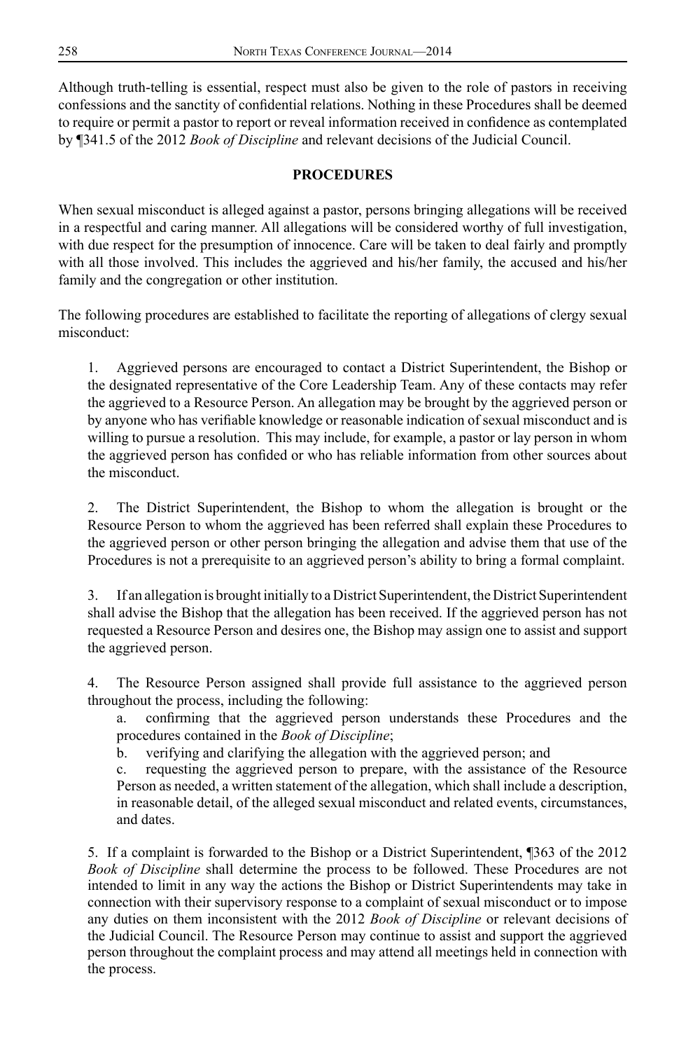Although truth-telling is essential, respect must also be given to the role of pastors in receiving confessions and the sanctity of confidential relations. Nothing in these Procedures shall be deemed to require or permit a pastor to report or reveal information received in confidence as contemplated by ¶341.5 of the 2012 *Book of Discipline* and relevant decisions of the Judicial Council.

## PROCEDURES

When sexual misconduct is alleged against a pastor, persons bringing allegations will be received in a respectful and caring manner. All allegations will be considered worthy of full investigation, with due respect for the presumption of innocence. Care will be taken to deal fairly and promptly with all those involved. This includes the aggrieved and his/her family, the accused and his/her family and the congregation or other institution.

The following procedures are established to facilitate the reporting of allegations of clergy sexual misconduct:

1. Aggrieved persons are encouraged to contact a District Superintendent, the Bishop or the designated representative of the Core Leadership Team. Any of these contacts may refer the aggrieved to a Resource Person. An allegation may be brought by the aggrieved person or by anyone who has verifiable knowledge or reasonable indication of sexual misconduct and is willing to pursue a resolution. This may include, for example, a pastor or lay person in whom the aggrieved person has confided or who has reliable information from other sources about the misconduct.

2. The District Superintendent, the Bishop to whom the allegation is brought or the Resource Person to whom the aggrieved has been referred shall explain these Procedures to the aggrieved person or other person bringing the allegation and advise them that use of the Procedures is not a prerequisite to an aggrieved person's ability to bring a formal complaint.

3. If an allegation is brought initially to a District Superintendent, the District Superintendent shall advise the Bishop that the allegation has been received. If the aggrieved person has not requested a Resource Person and desires one, the Bishop may assign one to assist and support the aggrieved person.

4. The Resource Person assigned shall provide full assistance to the aggrieved person throughout the process, including the following:
   a. confirming that the aggrieved person understands these Procedures and the procedures contained in the *Book of Discipline*;
   b. verifying and clarifying the allegation with the aggrieved person; and
   c. requesting the aggrieved person to prepare, with the assistance of the Resource Person as needed, a written statement of the allegation, which shall include a description, in reasonable detail, of the alleged sexual misconduct and related events, circumstances, and dates.

5. If a complaint is forwarded to the Bishop or a District Superintendent, ¶363 of the 2012 *Book of Discipline* shall determine the process to be followed. These Procedures are not intended to limit in any way the actions the Bishop or District Superintendents may take in connection with their supervisory response to a complaint of sexual misconduct or to impose any duties on them inconsistent with the 2012 *Book of Discipline* or relevant decisions of the Judicial Council. The Resource Person may continue to assist and support the aggrieved person throughout the complaint process and may attend all meetings held in connection with the process.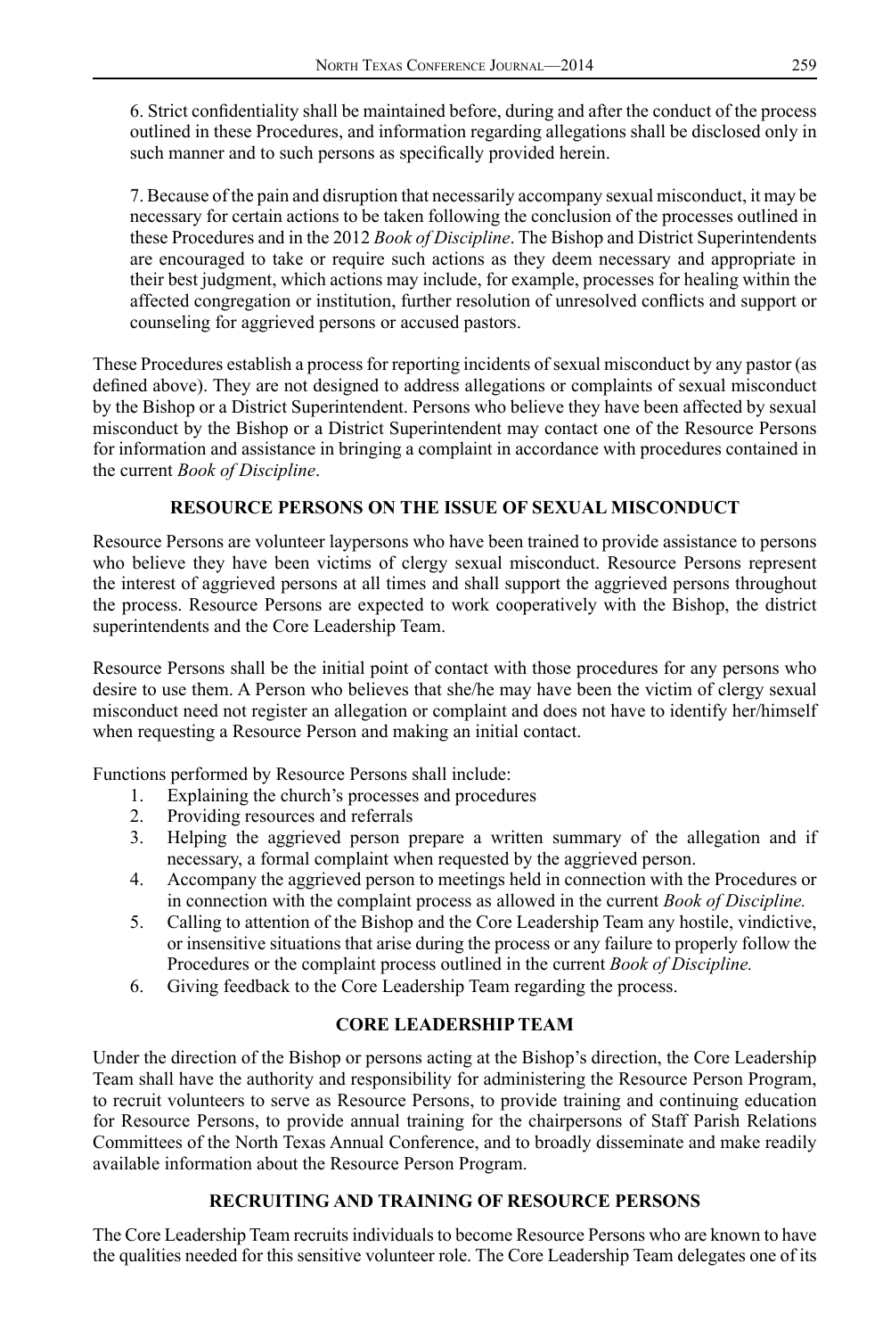6. Strict confidentiality shall be maintained before, during and after the conduct of the process outlined in these Procedures, and information regarding allegations shall be disclosed only in such manner and to such persons as specifically provided herein.

7. Because of the pain and disruption that necessarily accompany sexual misconduct, it may be necessary for certain actions to be taken following the conclusion of the processes outlined in these Procedures and in the 2012 *Book of Discipline*. The Bishop and District Superintendents are encouraged to take or require such actions as they deem necessary and appropriate in their best judgment, which actions may include, for example, processes for healing within the affected congregation or institution, further resolution of unresolved conflicts and support or counseling for aggrieved persons or accused pastors.

These Procedures establish a process for reporting incidents of sexual misconduct by any pastor (as defined above). They are not designed to address allegations or complaints of sexual misconduct by the Bishop or a District Superintendent. Persons who believe they have been affected by sexual misconduct by the Bishop or a District Superintendent may contact one of the Resource Persons for information and assistance in bringing a complaint in accordance with procedures contained in the current *Book of Discipline*.

## RESOURCE PERSONS ON THE ISSUE OF SEXUAL MISCONDUCT

Resource Persons are volunteer laypersons who have been trained to provide assistance to persons who believe they have been victims of clergy sexual misconduct. Resource Persons represent the interest of aggrieved persons at all times and shall support the aggrieved persons throughout the process. Resource Persons are expected to work cooperatively with the Bishop, the district superintendents and the Core Leadership Team.

Resource Persons shall be the initial point of contact with those procedures for any persons who desire to use them. A Person who believes that she/he may have been the victim of clergy sexual misconduct need not register an allegation or complaint and does not have to identify her/himself when requesting a Resource Person and making an initial contact.

Functions performed by Resource Persons shall include:

1. Explaining the church's processes and procedures
2. Providing resources and referrals
3. Helping the aggrieved person prepare a written summary of the allegation and if necessary, a formal complaint when requested by the aggrieved person.
4. Accompany the aggrieved person to meetings held in connection with the Procedures or in connection with the complaint process as allowed in the current *Book of Discipline.*
5. Calling to attention of the Bishop and the Core Leadership Team any hostile, vindictive, or insensitive situations that arise during the process or any failure to properly follow the Procedures or the complaint process outlined in the current *Book of Discipline.*
6. Giving feedback to the Core Leadership Team regarding the process.

## CORE LEADERSHIP TEAM

Under the direction of the Bishop or persons acting at the Bishop's direction, the Core Leadership Team shall have the authority and responsibility for administering the Resource Person Program, to recruit volunteers to serve as Resource Persons, to provide training and continuing education for Resource Persons, to provide annual training for the chairpersons of Staff Parish Relations Committees of the North Texas Annual Conference, and to broadly disseminate and make readily available information about the Resource Person Program.

## RECRUITING AND TRAINING OF RESOURCE PERSONS

The Core Leadership Team recruits individuals to become Resource Persons who are known to have the qualities needed for this sensitive volunteer role. The Core Leadership Team delegates one of its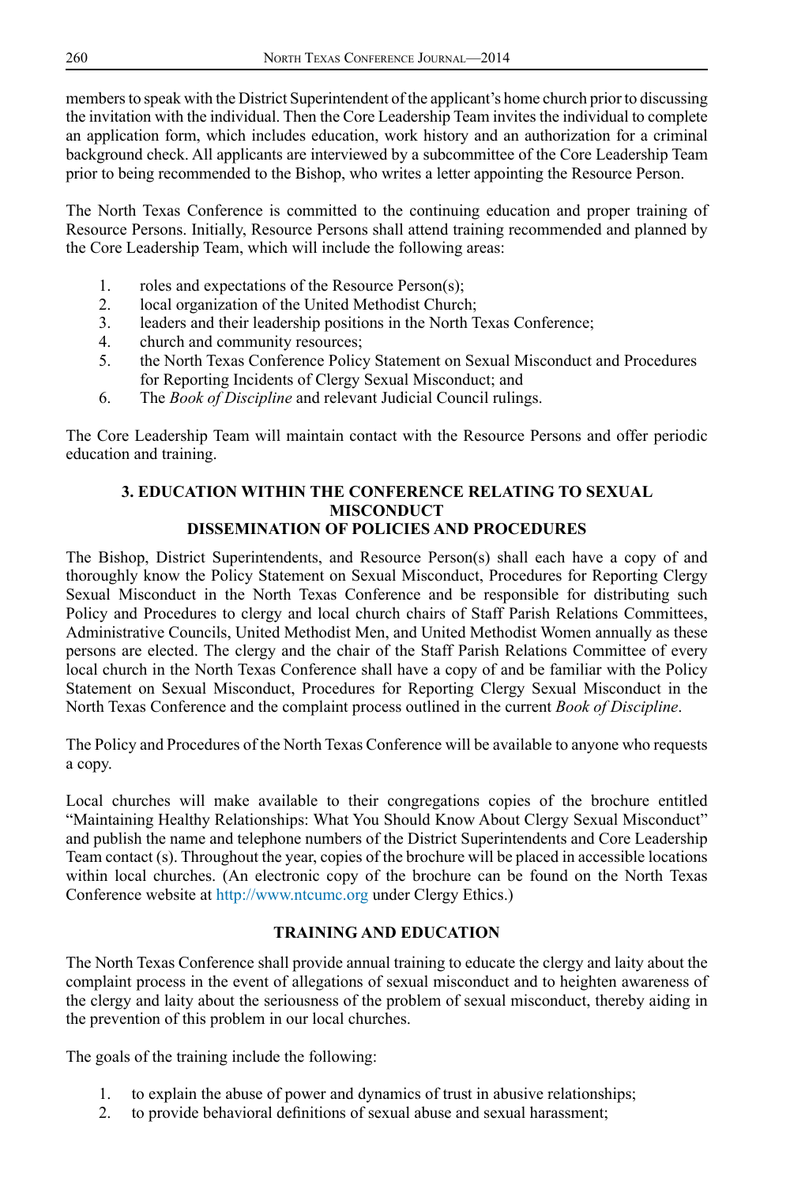members to speak with the District Superintendent of the applicant's home church prior to discussing the invitation with the individual. Then the Core Leadership Team invites the individual to complete an application form, which includes education, work history and an authorization for a criminal background check. All applicants are interviewed by a subcommittee of the Core Leadership Team prior to being recommended to the Bishop, who writes a letter appointing the Resource Person.

The North Texas Conference is committed to the continuing education and proper training of Resource Persons. Initially, Resource Persons shall attend training recommended and planned by the Core Leadership Team, which will include the following areas:

1. roles and expectations of the Resource Person(s);
2. local organization of the United Methodist Church;
3. leaders and their leadership positions in the North Texas Conference;
4. church and community resources;
5. the North Texas Conference Policy Statement on Sexual Misconduct and Procedures for Reporting Incidents of Clergy Sexual Misconduct; and
6. The *Book of Discipline* and relevant Judicial Council rulings.

The Core Leadership Team will maintain contact with the Resource Persons and offer periodic education and training.

## 3. EDUCATION WITHIN THE CONFERENCE RELATING TO SEXUAL MISCONDUCT

## DISSEMINATION OF POLICIES AND PROCEDURES

The Bishop, District Superintendents, and Resource Person(s) shall each have a copy of and thoroughly know the Policy Statement on Sexual Misconduct, Procedures for Reporting Clergy Sexual Misconduct in the North Texas Conference and be responsible for distributing such Policy and Procedures to clergy and local church chairs of Staff Parish Relations Committees, Administrative Councils, United Methodist Men, and United Methodist Women annually as these persons are elected. The clergy and the chair of the Staff Parish Relations Committee of every local church in the North Texas Conference shall have a copy of and be familiar with the Policy Statement on Sexual Misconduct, Procedures for Reporting Clergy Sexual Misconduct in the North Texas Conference and the complaint process outlined in the current *Book of Discipline*.

The Policy and Procedures of the North Texas Conference will be available to anyone who requests a copy.

Local churches will make available to their congregations copies of the brochure entitled "Maintaining Healthy Relationships: What You Should Know About Clergy Sexual Misconduct" and publish the name and telephone numbers of the District Superintendents and Core Leadership Team contact (s). Throughout the year, copies of the brochure will be placed in accessible locations within local churches. (An electronic copy of the brochure can be found on the North Texas Conference website at http://www.ntcumc.org under Clergy Ethics.)

## TRAINING AND EDUCATION

The North Texas Conference shall provide annual training to educate the clergy and laity about the complaint process in the event of allegations of sexual misconduct and to heighten awareness of the clergy and laity about the seriousness of the problem of sexual misconduct, thereby aiding in the prevention of this problem in our local churches.

The goals of the training include the following:

1. to explain the abuse of power and dynamics of trust in abusive relationships;
2. to provide behavioral definitions of sexual abuse and sexual harassment;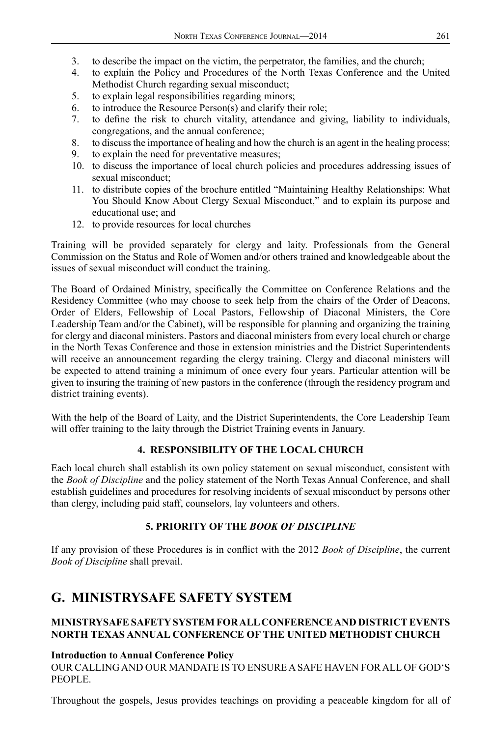3. to describe the impact on the victim, the perpetrator, the families, and the church;
4. to explain the Policy and Procedures of the North Texas Conference and the United Methodist Church regarding sexual misconduct;
5. to explain legal responsibilities regarding minors;
6. to introduce the Resource Person(s) and clarify their role;
7. to define the risk to church vitality, attendance and giving, liability to individuals, congregations, and the annual conference;
8. to discuss the importance of healing and how the church is an agent in the healing process;
9. to explain the need for preventative measures;
10. to discuss the importance of local church policies and procedures addressing issues of sexual misconduct;
11. to distribute copies of the brochure entitled "Maintaining Healthy Relationships: What You Should Know About Clergy Sexual Misconduct," and to explain its purpose and educational use; and
12. to provide resources for local churches

Training will be provided separately for clergy and laity. Professionals from the General Commission on the Status and Role of Women and/or others trained and knowledgeable about the issues of sexual misconduct will conduct the training.

The Board of Ordained Ministry, specifically the Committee on Conference Relations and the Residency Committee (who may choose to seek help from the chairs of the Order of Deacons, Order of Elders, Fellowship of Local Pastors, Fellowship of Diaconal Ministers, the Core Leadership Team and/or the Cabinet), will be responsible for planning and organizing the training for clergy and diaconal ministers. Pastors and diaconal ministers from every local church or charge in the North Texas Conference and those in extension ministries and the District Superintendents will receive an announcement regarding the clergy training. Clergy and diaconal ministers will be expected to attend training a minimum of once every four years. Particular attention will be given to insuring the training of new pastors in the conference (through the residency program and district training events).

With the help of the Board of Laity, and the District Superintendents, the Core Leadership Team will offer training to the laity through the District Training events in January.

#### 4. RESPONSIBILITY OF THE LOCAL CHURCH

Each local church shall establish its own policy statement on sexual misconduct, consistent with the *Book of Discipline* and the policy statement of the North Texas Annual Conference, and shall establish guidelines and procedures for resolving incidents of sexual misconduct by persons other than clergy, including paid staff, counselors, lay volunteers and others.

#### 5. PRIORITY OF THE *BOOK OF DISCIPLINE*

If any provision of these Procedures is in conflict with the 2012 *Book of Discipline*, the current *Book of Discipline* shall prevail.

## G. MINISTRYSAFE SAFETY SYSTEM

### MINISTRYSAFE SAFETY SYSTEM FOR ALL CONFERENCE AND DISTRICT EVENTS NORTH TEXAS ANNUAL CONFERENCE OF THE UNITED METHODIST CHURCH

**Introduction to Annual Conference Policy**
OUR CALLING AND OUR MANDATE IS TO ENSURE A SAFE HAVEN FOR ALL OF GOD'S PEOPLE.

Throughout the gospels, Jesus provides teachings on providing a peaceable kingdom for all of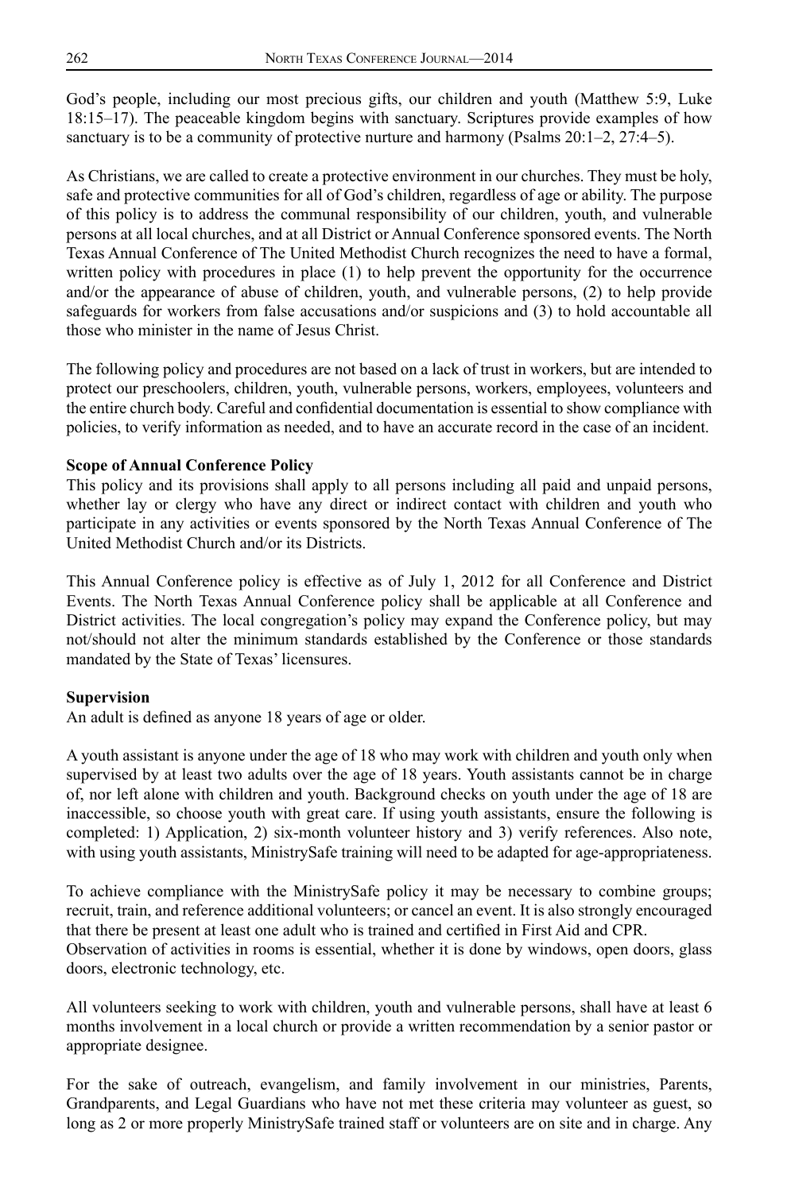God's people, including our most precious gifts, our children and youth (Matthew 5:9, Luke 18:15–17). The peaceable kingdom begins with sanctuary. Scriptures provide examples of how sanctuary is to be a community of protective nurture and harmony (Psalms 20:1–2, 27:4–5).

As Christians, we are called to create a protective environment in our churches. They must be holy, safe and protective communities for all of God's children, regardless of age or ability. The purpose of this policy is to address the communal responsibility of our children, youth, and vulnerable persons at all local churches, and at all District or Annual Conference sponsored events. The North Texas Annual Conference of The United Methodist Church recognizes the need to have a formal, written policy with procedures in place (1) to help prevent the opportunity for the occurrence and/or the appearance of abuse of children, youth, and vulnerable persons, (2) to help provide safeguards for workers from false accusations and/or suspicions and (3) to hold accountable all those who minister in the name of Jesus Christ.

The following policy and procedures are not based on a lack of trust in workers, but are intended to protect our preschoolers, children, youth, vulnerable persons, workers, employees, volunteers and the entire church body. Careful and confidential documentation is essential to show compliance with policies, to verify information as needed, and to have an accurate record in the case of an incident.

**Scope of Annual Conference Policy**

This policy and its provisions shall apply to all persons including all paid and unpaid persons, whether lay or clergy who have any direct or indirect contact with children and youth who participate in any activities or events sponsored by the North Texas Annual Conference of The United Methodist Church and/or its Districts.

This Annual Conference policy is effective as of July 1, 2012 for all Conference and District Events. The North Texas Annual Conference policy shall be applicable at all Conference and District activities. The local congregation's policy may expand the Conference policy, but may not/should not alter the minimum standards established by the Conference or those standards mandated by the State of Texas' licensures.

**Supervision**

An adult is defined as anyone 18 years of age or older.

A youth assistant is anyone under the age of 18 who may work with children and youth only when supervised by at least two adults over the age of 18 years. Youth assistants cannot be in charge of, nor left alone with children and youth. Background checks on youth under the age of 18 are inaccessible, so choose youth with great care. If using youth assistants, ensure the following is completed: 1) Application, 2) six-month volunteer history and 3) verify references. Also note, with using youth assistants, MinistrySafe training will need to be adapted for age-appropriateness.

To achieve compliance with the MinistrySafe policy it may be necessary to combine groups; recruit, train, and reference additional volunteers; or cancel an event. It is also strongly encouraged that there be present at least one adult who is trained and certified in First Aid and CPR.
Observation of activities in rooms is essential, whether it is done by windows, open doors, glass doors, electronic technology, etc.

All volunteers seeking to work with children, youth and vulnerable persons, shall have at least 6 months involvement in a local church or provide a written recommendation by a senior pastor or appropriate designee.

For the sake of outreach, evangelism, and family involvement in our ministries, Parents, Grandparents, and Legal Guardians who have not met these criteria may volunteer as guest, so long as 2 or more properly MinistrySafe trained staff or volunteers are on site and in charge. Any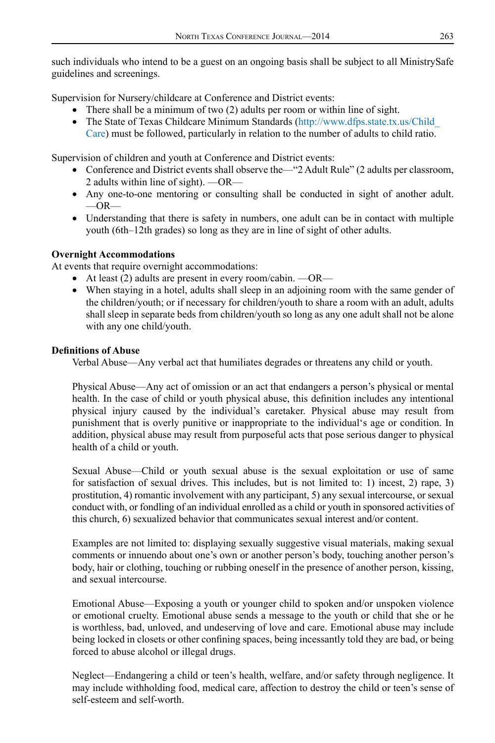such individuals who intend to be a guest on an ongoing basis shall be subject to all MinistrySafe guidelines and screenings.

Supervision for Nursery/childcare at Conference and District events:

- There shall be a minimum of two (2) adults per room or within line of sight.
- The State of Texas Childcare Minimum Standards (http://www.dfps.state.tx.us/Child_Care) must be followed, particularly in relation to the number of adults to child ratio.

Supervision of children and youth at Conference and District events:

- Conference and District events shall observe the—"2 Adult Rule" (2 adults per classroom, 2 adults within line of sight). —OR—
- Any one-to-one mentoring or consulting shall be conducted in sight of another adult. —OR—
- Understanding that there is safety in numbers, one adult can be in contact with multiple youth (6th–12th grades) so long as they are in line of sight of other adults.

**Overnight Accommodations**

At events that require overnight accommodations:

- At least (2) adults are present in every room/cabin. —OR—
- When staying in a hotel, adults shall sleep in an adjoining room with the same gender of the children/youth; or if necessary for children/youth to share a room with an adult, adults shall sleep in separate beds from children/youth so long as any one adult shall not be alone with any one child/youth.

**Definitions of Abuse**

Verbal Abuse—Any verbal act that humiliates degrades or threatens any child or youth.

Physical Abuse—Any act of omission or an act that endangers a person's physical or mental health. In the case of child or youth physical abuse, this definition includes any intentional physical injury caused by the individual's caretaker. Physical abuse may result from punishment that is overly punitive or inappropriate to the individual's age or condition. In addition, physical abuse may result from purposeful acts that pose serious danger to physical health of a child or youth.

Sexual Abuse—Child or youth sexual abuse is the sexual exploitation or use of same for satisfaction of sexual drives. This includes, but is not limited to: 1) incest, 2) rape, 3) prostitution, 4) romantic involvement with any participant, 5) any sexual intercourse, or sexual conduct with, or fondling of an individual enrolled as a child or youth in sponsored activities of this church, 6) sexualized behavior that communicates sexual interest and/or content.

Examples are not limited to: displaying sexually suggestive visual materials, making sexual comments or innuendo about one's own or another person's body, touching another person's body, hair or clothing, touching or rubbing oneself in the presence of another person, kissing, and sexual intercourse.

Emotional Abuse—Exposing a youth or younger child to spoken and/or unspoken violence or emotional cruelty. Emotional abuse sends a message to the youth or child that she or he is worthless, bad, unloved, and undeserving of love and care. Emotional abuse may include being locked in closets or other confining spaces, being incessantly told they are bad, or being forced to abuse alcohol or illegal drugs.

Neglect—Endangering a child or teen's health, welfare, and/or safety through negligence. It may include withholding food, medical care, affection to destroy the child or teen's sense of self-esteem and self-worth.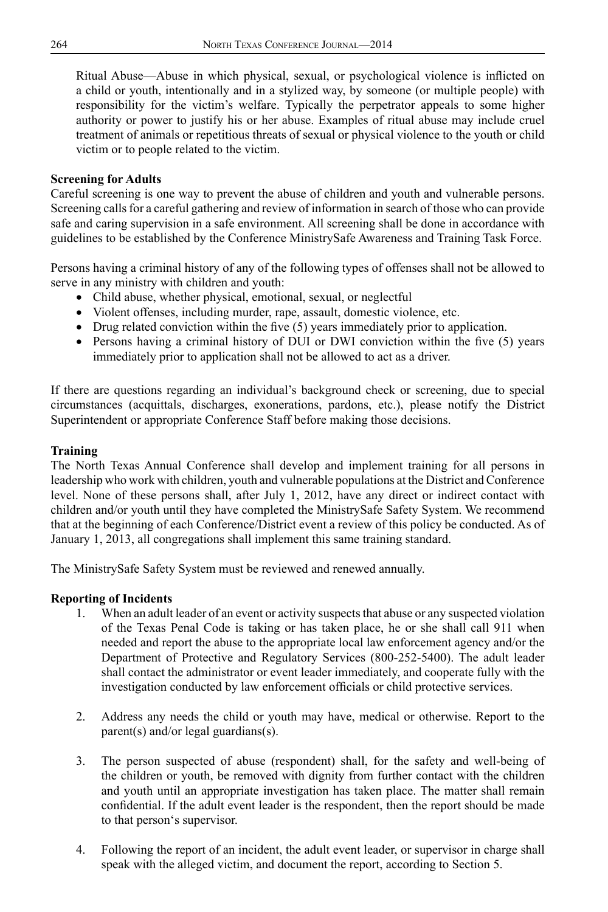Ritual Abuse—Abuse in which physical, sexual, or psychological violence is inflicted on a child or youth, intentionally and in a stylized way, by someone (or multiple people) with responsibility for the victim's welfare. Typically the perpetrator appeals to some higher authority or power to justify his or her abuse. Examples of ritual abuse may include cruel treatment of animals or repetitious threats of sexual or physical violence to the youth or child victim or to people related to the victim.

**Screening for Adults**

Careful screening is one way to prevent the abuse of children and youth and vulnerable persons. Screening calls for a careful gathering and review of information in search of those who can provide safe and caring supervision in a safe environment. All screening shall be done in accordance with guidelines to be established by the Conference MinistrySafe Awareness and Training Task Force.

Persons having a criminal history of any of the following types of offenses shall not be allowed to serve in any ministry with children and youth:

- Child abuse, whether physical, emotional, sexual, or neglectful
- Violent offenses, including murder, rape, assault, domestic violence, etc.
- Drug related conviction within the five (5) years immediately prior to application.
- Persons having a criminal history of DUI or DWI conviction within the five (5) years immediately prior to application shall not be allowed to act as a driver.

If there are questions regarding an individual's background check or screening, due to special circumstances (acquittals, discharges, exonerations, pardons, etc.), please notify the District Superintendent or appropriate Conference Staff before making those decisions.

**Training**

The North Texas Annual Conference shall develop and implement training for all persons in leadership who work with children, youth and vulnerable populations at the District and Conference level. None of these persons shall, after July 1, 2012, have any direct or indirect contact with children and/or youth until they have completed the MinistrySafe Safety System. We recommend that at the beginning of each Conference/District event a review of this policy be conducted. As of January 1, 2013, all congregations shall implement this same training standard.

The MinistrySafe Safety System must be reviewed and renewed annually.

**Reporting of Incidents**

1. When an adult leader of an event or activity suspects that abuse or any suspected violation of the Texas Penal Code is taking or has taken place, he or she shall call 911 when needed and report the abuse to the appropriate local law enforcement agency and/or the Department of Protective and Regulatory Services (800-252-5400). The adult leader shall contact the administrator or event leader immediately, and cooperate fully with the investigation conducted by law enforcement officials or child protective services.

2. Address any needs the child or youth may have, medical or otherwise. Report to the parent(s) and/or legal guardians(s).

3. The person suspected of abuse (respondent) shall, for the safety and well-being of the children or youth, be removed with dignity from further contact with the children and youth until an appropriate investigation has taken place. The matter shall remain confidential. If the adult event leader is the respondent, then the report should be made to that person's supervisor.

4. Following the report of an incident, the adult event leader, or supervisor in charge shall speak with the alleged victim, and document the report, according to Section 5.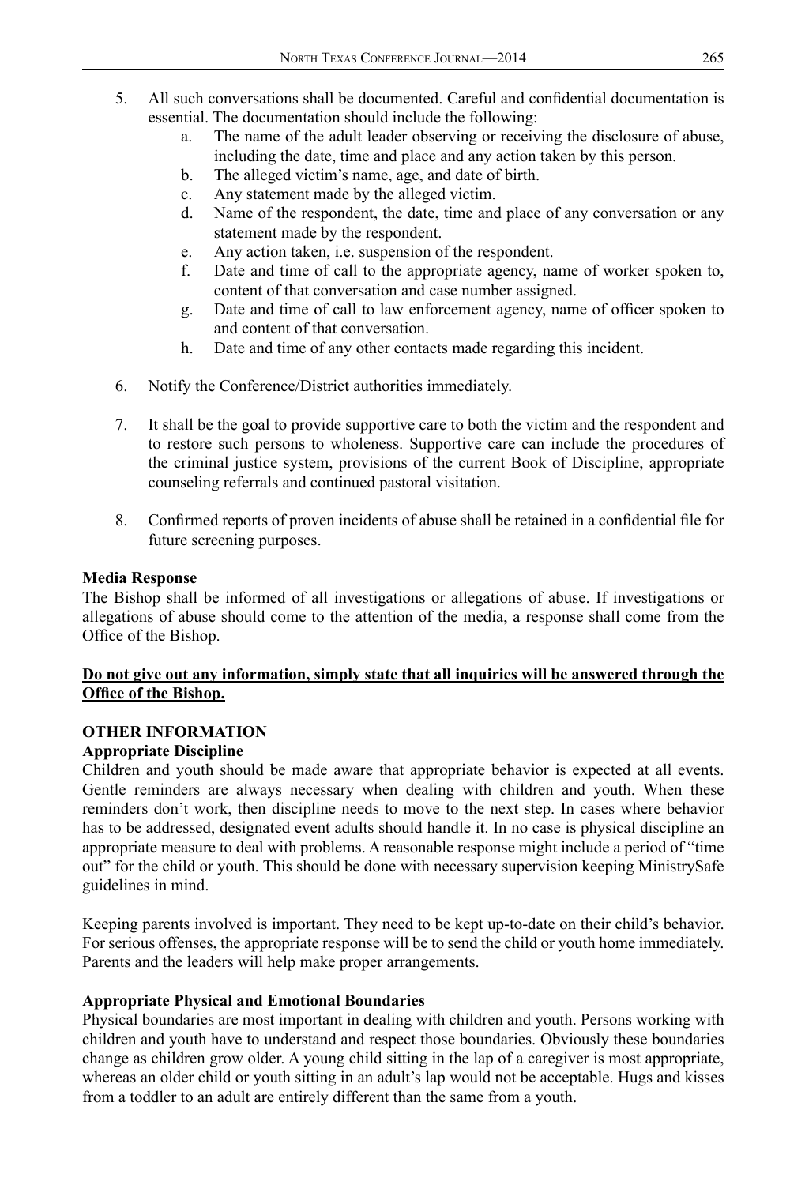5. All such conversations shall be documented. Careful and confidential documentation is essential. The documentation should include the following:
    a. The name of the adult leader observing or receiving the disclosure of abuse, including the date, time and place and any action taken by this person.
    b. The alleged victim's name, age, and date of birth.
    c. Any statement made by the alleged victim.
    d. Name of the respondent, the date, time and place of any conversation or any statement made by the respondent.
    e. Any action taken, i.e. suspension of the respondent.
    f. Date and time of call to the appropriate agency, name of worker spoken to, content of that conversation and case number assigned.
    g. Date and time of call to law enforcement agency, name of officer spoken to and content of that conversation.
    h. Date and time of any other contacts made regarding this incident.

6. Notify the Conference/District authorities immediately.

7. It shall be the goal to provide supportive care to both the victim and the respondent and to restore such persons to wholeness. Supportive care can include the procedures of the criminal justice system, provisions of the current Book of Discipline, appropriate counseling referrals and continued pastoral visitation.

8. Confirmed reports of proven incidents of abuse shall be retained in a confidential file for future screening purposes.

**Media Response**

The Bishop shall be informed of all investigations or allegations of abuse. If investigations or allegations of abuse should come to the attention of the media, a response shall come from the Office of the Bishop.

**<u>Do not give out any information, simply state that all inquiries will be answered through the Office of the Bishop.</u>**

**OTHER INFORMATION**

**Appropriate Discipline**

Children and youth should be made aware that appropriate behavior is expected at all events. Gentle reminders are always necessary when dealing with children and youth. When these reminders don't work, then discipline needs to move to the next step. In cases where behavior has to be addressed, designated event adults should handle it. In no case is physical discipline an appropriate measure to deal with problems. A reasonable response might include a period of "time out" for the child or youth. This should be done with necessary supervision keeping MinistrySafe guidelines in mind.

Keeping parents involved is important. They need to be kept up-to-date on their child's behavior. For serious offenses, the appropriate response will be to send the child or youth home immediately. Parents and the leaders will help make proper arrangements.

**Appropriate Physical and Emotional Boundaries**

Physical boundaries are most important in dealing with children and youth. Persons working with children and youth have to understand and respect those boundaries. Obviously these boundaries change as children grow older. A young child sitting in the lap of a caregiver is most appropriate, whereas an older child or youth sitting in an adult's lap would not be acceptable. Hugs and kisses from a toddler to an adult are entirely different than the same from a youth.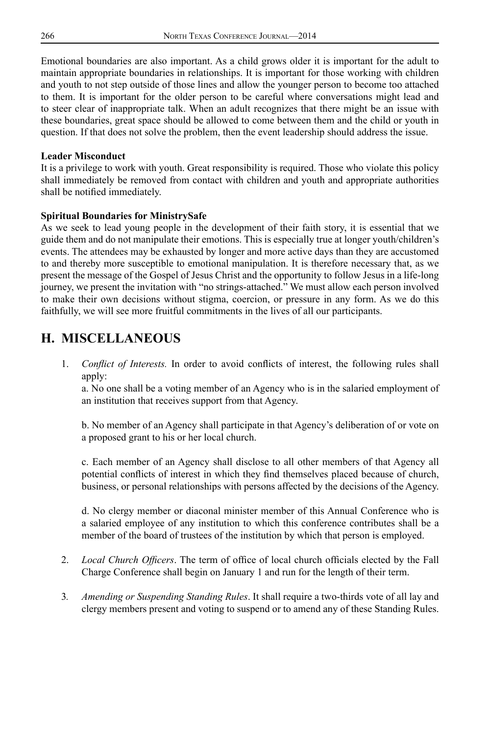Emotional boundaries are also important. As a child grows older it is important for the adult to maintain appropriate boundaries in relationships. It is important for those working with children and youth to not step outside of those lines and allow the younger person to become too attached to them. It is important for the older person to be careful where conversations might lead and to steer clear of inappropriate talk. When an adult recognizes that there might be an issue with these boundaries, great space should be allowed to come between them and the child or youth in question. If that does not solve the problem, then the event leadership should address the issue.

**Leader Misconduct**

It is a privilege to work with youth. Great responsibility is required. Those who violate this policy shall immediately be removed from contact with children and youth and appropriate authorities shall be notified immediately.

**Spiritual Boundaries for MinistrySafe**

As we seek to lead young people in the development of their faith story, it is essential that we guide them and do not manipulate their emotions. This is especially true at longer youth/children's events. The attendees may be exhausted by longer and more active days than they are accustomed to and thereby more susceptible to emotional manipulation. It is therefore necessary that, as we present the message of the Gospel of Jesus Christ and the opportunity to follow Jesus in a life-long journey, we present the invitation with "no strings-attached." We must allow each person involved to make their own decisions without stigma, coercion, or pressure in any form. As we do this faithfully, we will see more fruitful commitments in the lives of all our participants.

## H. MISCELLANEOUS

1. *Conflict of Interests.* In order to avoid conflicts of interest, the following rules shall apply:

   a. No one shall be a voting member of an Agency who is in the salaried employment of an institution that receives support from that Agency.

   b. No member of an Agency shall participate in that Agency's deliberation of or vote on a proposed grant to his or her local church.

   c. Each member of an Agency shall disclose to all other members of that Agency all potential conflicts of interest in which they find themselves placed because of church, business, or personal relationships with persons affected by the decisions of the Agency.

   d. No clergy member or diaconal minister member of this Annual Conference who is a salaried employee of any institution to which this conference contributes shall be a member of the board of trustees of the institution by which that person is employed.

2. *Local Church Officers*. The term of office of local church officials elected by the Fall Charge Conference shall begin on January 1 and run for the length of their term.

3. *Amending or Suspending Standing Rules*. It shall require a two-thirds vote of all lay and clergy members present and voting to suspend or to amend any of these Standing Rules.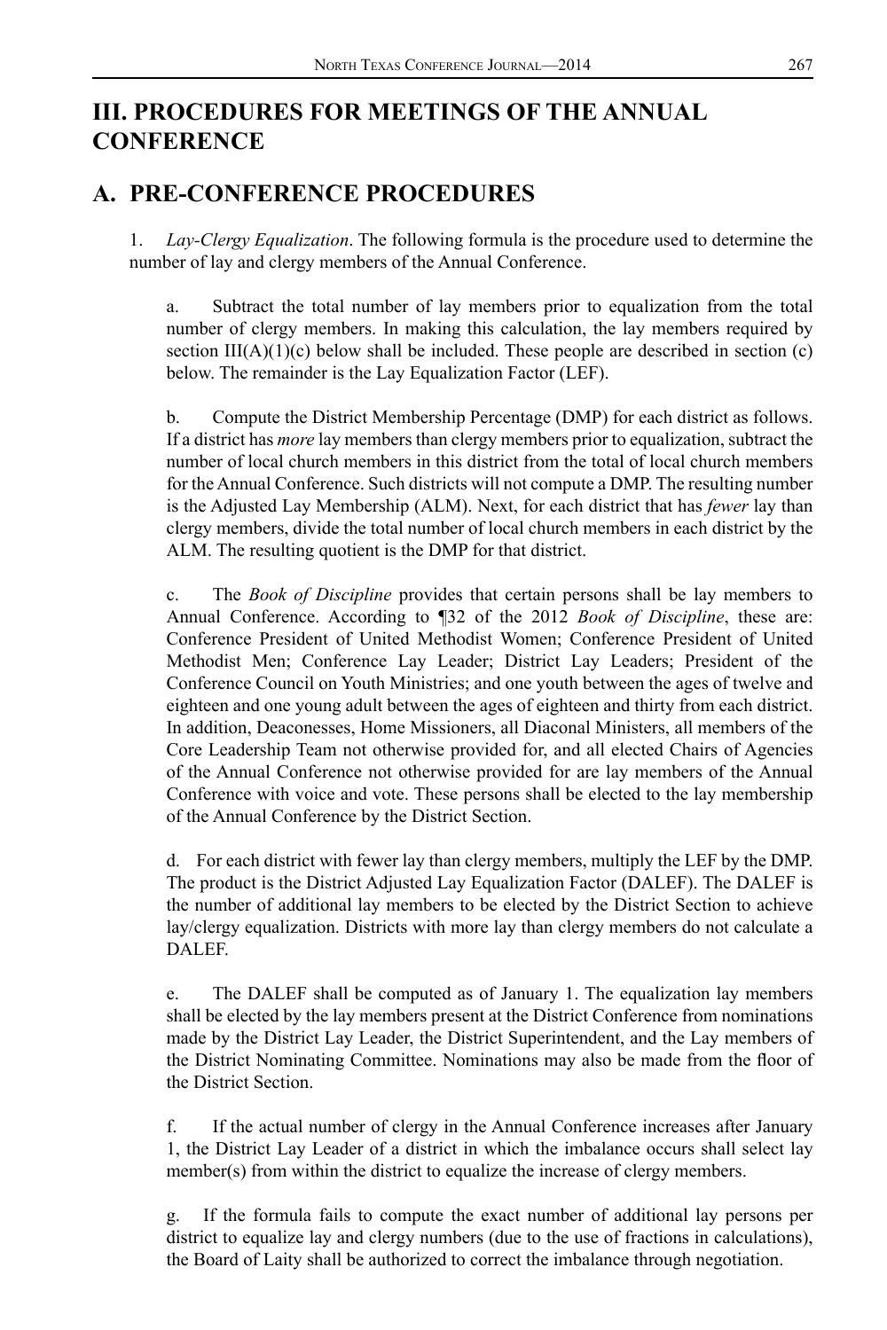# III. PROCEDURES FOR MEETINGS OF THE ANNUAL CONFERENCE

## A. PRE-CONFERENCE PROCEDURES

1. *Lay-Clergy Equalization*. The following formula is the procedure used to determine the number of lay and clergy members of the Annual Conference.

   a. Subtract the total number of lay members prior to equalization from the total number of clergy members. In making this calculation, the lay members required by section III(A)(1)(c) below shall be included. These people are described in section (c) below. The remainder is the Lay Equalization Factor (LEF).

   b. Compute the District Membership Percentage (DMP) for each district as follows. If a district has *more* lay members than clergy members prior to equalization, subtract the number of local church members in this district from the total of local church members for the Annual Conference. Such districts will not compute a DMP. The resulting number is the Adjusted Lay Membership (ALM). Next, for each district that has *fewer* lay than clergy members, divide the total number of local church members in each district by the ALM. The resulting quotient is the DMP for that district.

   c. The *Book of Discipline* provides that certain persons shall be lay members to Annual Conference. According to ¶32 of the 2012 *Book of Discipline*, these are: Conference President of United Methodist Women; Conference President of United Methodist Men; Conference Lay Leader; District Lay Leaders; President of the Conference Council on Youth Ministries; and one youth between the ages of twelve and eighteen and one young adult between the ages of eighteen and thirty from each district. In addition, Deaconesses, Home Missioners, all Diaconal Ministers, all members of the Core Leadership Team not otherwise provided for, and all elected Chairs of Agencies of the Annual Conference not otherwise provided for are lay members of the Annual Conference with voice and vote. These persons shall be elected to the lay membership of the Annual Conference by the District Section.

   d. For each district with fewer lay than clergy members, multiply the LEF by the DMP. The product is the District Adjusted Lay Equalization Factor (DALEF). The DALEF is the number of additional lay members to be elected by the District Section to achieve lay/clergy equalization. Districts with more lay than clergy members do not calculate a DALEF.

   e. The DALEF shall be computed as of January 1. The equalization lay members shall be elected by the lay members present at the District Conference from nominations made by the District Lay Leader, the District Superintendent, and the Lay members of the District Nominating Committee. Nominations may also be made from the floor of the District Section.

   f. If the actual number of clergy in the Annual Conference increases after January 1, the District Lay Leader of a district in which the imbalance occurs shall select lay member(s) from within the district to equalize the increase of clergy members.

   g. If the formula fails to compute the exact number of additional lay persons per district to equalize lay and clergy numbers (due to the use of fractions in calculations), the Board of Laity shall be authorized to correct the imbalance through negotiation.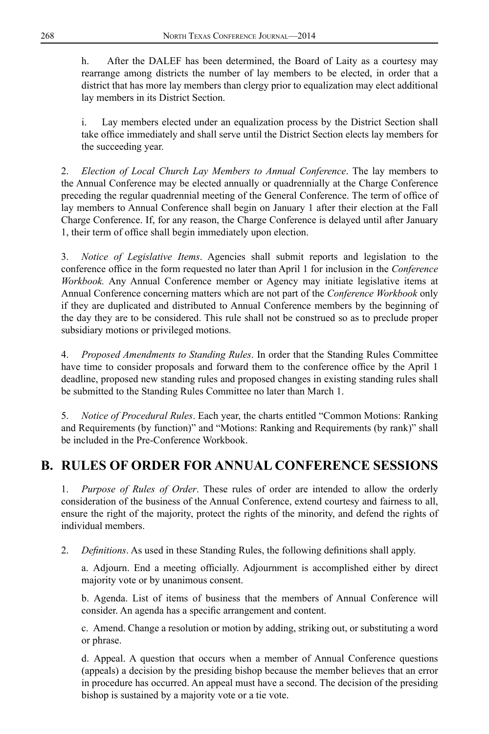h. After the DALEF has been determined, the Board of Laity as a courtesy may rearrange among districts the number of lay members to be elected, in order that a district that has more lay members than clergy prior to equalization may elect additional lay members in its District Section.

i. Lay members elected under an equalization process by the District Section shall take office immediately and shall serve until the District Section elects lay members for the succeeding year.

2. *Election of Local Church Lay Members to Annual Conference*. The lay members to the Annual Conference may be elected annually or quadrennially at the Charge Conference preceding the regular quadrennial meeting of the General Conference. The term of office of lay members to Annual Conference shall begin on January 1 after their election at the Fall Charge Conference. If, for any reason, the Charge Conference is delayed until after January 1, their term of office shall begin immediately upon election.

3. *Notice of Legislative Items*. Agencies shall submit reports and legislation to the conference office in the form requested no later than April 1 for inclusion in the *Conference Workbook.* Any Annual Conference member or Agency may initiate legislative items at Annual Conference concerning matters which are not part of the *Conference Workbook* only if they are duplicated and distributed to Annual Conference members by the beginning of the day they are to be considered. This rule shall not be construed so as to preclude proper subsidiary motions or privileged motions.

4. *Proposed Amendments to Standing Rules*. In order that the Standing Rules Committee have time to consider proposals and forward them to the conference office by the April 1 deadline, proposed new standing rules and proposed changes in existing standing rules shall be submitted to the Standing Rules Committee no later than March 1.

5. *Notice of Procedural Rules*. Each year, the charts entitled "Common Motions: Ranking and Requirements (by function)" and "Motions: Ranking and Requirements (by rank)" shall be included in the Pre-Conference Workbook.

## B. RULES OF ORDER FOR ANNUAL CONFERENCE SESSIONS

1. *Purpose of Rules of Order*. These rules of order are intended to allow the orderly consideration of the business of the Annual Conference, extend courtesy and fairness to all, ensure the right of the majority, protect the rights of the minority, and defend the rights of individual members.

2. *Definitions*. As used in these Standing Rules, the following definitions shall apply.

a. Adjourn. End a meeting officially. Adjournment is accomplished either by direct majority vote or by unanimous consent.

b. Agenda. List of items of business that the members of Annual Conference will consider. An agenda has a specific arrangement and content.

c. Amend. Change a resolution or motion by adding, striking out, or substituting a word or phrase.

d. Appeal. A question that occurs when a member of Annual Conference questions (appeals) a decision by the presiding bishop because the member believes that an error in procedure has occurred. An appeal must have a second. The decision of the presiding bishop is sustained by a majority vote or a tie vote.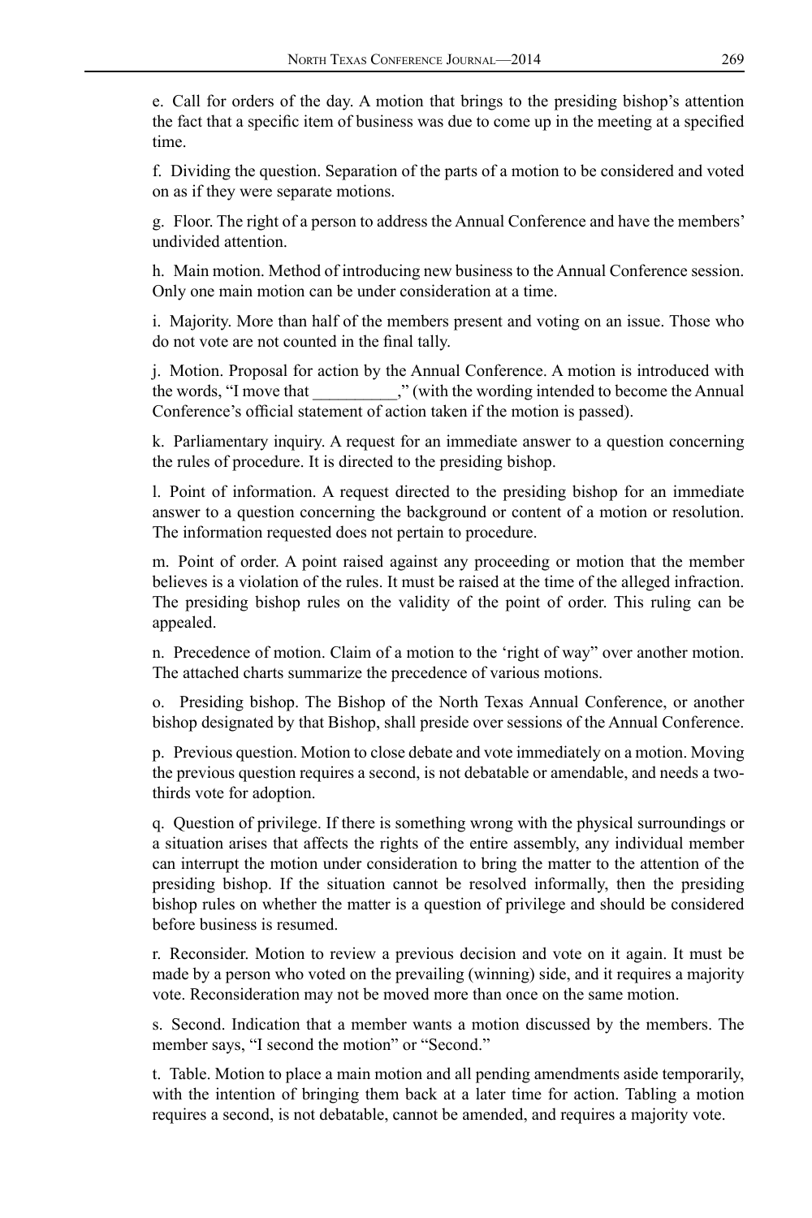e. Call for orders of the day. A motion that brings to the presiding bishop's attention the fact that a specific item of business was due to come up in the meeting at a specified time.

f. Dividing the question. Separation of the parts of a motion to be considered and voted on as if they were separate motions.

g. Floor. The right of a person to address the Annual Conference and have the members' undivided attention.

h. Main motion. Method of introducing new business to the Annual Conference session. Only one main motion can be under consideration at a time.

i. Majority. More than half of the members present and voting on an issue. Those who do not vote are not counted in the final tally.

j. Motion. Proposal for action by the Annual Conference. A motion is introduced with the words, "I move that __________," (with the wording intended to become the Annual Conference's official statement of action taken if the motion is passed).

k. Parliamentary inquiry. A request for an immediate answer to a question concerning the rules of procedure. It is directed to the presiding bishop.

l. Point of information. A request directed to the presiding bishop for an immediate answer to a question concerning the background or content of a motion or resolution. The information requested does not pertain to procedure.

m. Point of order. A point raised against any proceeding or motion that the member believes is a violation of the rules. It must be raised at the time of the alleged infraction. The presiding bishop rules on the validity of the point of order. This ruling can be appealed.

n. Precedence of motion. Claim of a motion to the 'right of way" over another motion. The attached charts summarize the precedence of various motions.

o. Presiding bishop. The Bishop of the North Texas Annual Conference, or another bishop designated by that Bishop, shall preside over sessions of the Annual Conference.

p. Previous question. Motion to close debate and vote immediately on a motion. Moving the previous question requires a second, is not debatable or amendable, and needs a two-thirds vote for adoption.

q. Question of privilege. If there is something wrong with the physical surroundings or a situation arises that affects the rights of the entire assembly, any individual member can interrupt the motion under consideration to bring the matter to the attention of the presiding bishop. If the situation cannot be resolved informally, then the presiding bishop rules on whether the matter is a question of privilege and should be considered before business is resumed.

r. Reconsider. Motion to review a previous decision and vote on it again. It must be made by a person who voted on the prevailing (winning) side, and it requires a majority vote. Reconsideration may not be moved more than once on the same motion.

s. Second. Indication that a member wants a motion discussed by the members. The member says, "I second the motion" or "Second."

t. Table. Motion to place a main motion and all pending amendments aside temporarily, with the intention of bringing them back at a later time for action. Tabling a motion requires a second, is not debatable, cannot be amended, and requires a majority vote.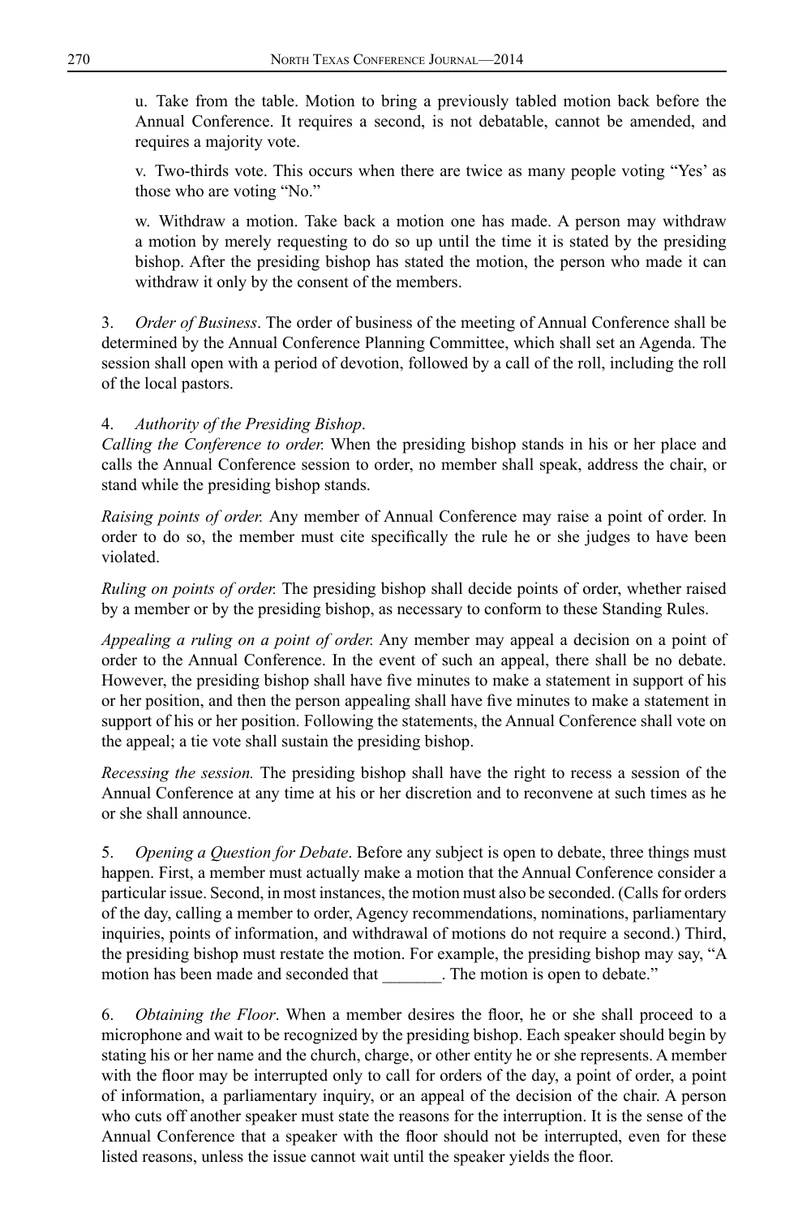u. Take from the table. Motion to bring a previously tabled motion back before the Annual Conference. It requires a second, is not debatable, cannot be amended, and requires a majority vote.

v. Two-thirds vote. This occurs when there are twice as many people voting "Yes' as those who are voting "No."

w. Withdraw a motion. Take back a motion one has made. A person may withdraw a motion by merely requesting to do so up until the time it is stated by the presiding bishop. After the presiding bishop has stated the motion, the person who made it can withdraw it only by the consent of the members.

3. *Order of Business*. The order of business of the meeting of Annual Conference shall be determined by the Annual Conference Planning Committee, which shall set an Agenda. The session shall open with a period of devotion, followed by a call of the roll, including the roll of the local pastors.

4. *Authority of the Presiding Bishop*.
*Calling the Conference to order.* When the presiding bishop stands in his or her place and calls the Annual Conference session to order, no member shall speak, address the chair, or stand while the presiding bishop stands.

*Raising points of order.* Any member of Annual Conference may raise a point of order. In order to do so, the member must cite specifically the rule he or she judges to have been violated.

*Ruling on points of order.* The presiding bishop shall decide points of order, whether raised by a member or by the presiding bishop, as necessary to conform to these Standing Rules.

*Appealing a ruling on a point of order.* Any member may appeal a decision on a point of order to the Annual Conference. In the event of such an appeal, there shall be no debate. However, the presiding bishop shall have five minutes to make a statement in support of his or her position, and then the person appealing shall have five minutes to make a statement in support of his or her position. Following the statements, the Annual Conference shall vote on the appeal; a tie vote shall sustain the presiding bishop.

*Recessing the session.* The presiding bishop shall have the right to recess a session of the Annual Conference at any time at his or her discretion and to reconvene at such times as he or she shall announce.

5. *Opening a Question for Debate*. Before any subject is open to debate, three things must happen. First, a member must actually make a motion that the Annual Conference consider a particular issue. Second, in most instances, the motion must also be seconded. (Calls for orders of the day, calling a member to order, Agency recommendations, nominations, parliamentary inquiries, points of information, and withdrawal of motions do not require a second.) Third, the presiding bishop must restate the motion. For example, the presiding bishop may say, "A motion has been made and seconded that _______. The motion is open to debate."

6. *Obtaining the Floor*. When a member desires the floor, he or she shall proceed to a microphone and wait to be recognized by the presiding bishop. Each speaker should begin by stating his or her name and the church, charge, or other entity he or she represents. A member with the floor may be interrupted only to call for orders of the day, a point of order, a point of information, a parliamentary inquiry, or an appeal of the decision of the chair. A person who cuts off another speaker must state the reasons for the interruption. It is the sense of the Annual Conference that a speaker with the floor should not be interrupted, even for these listed reasons, unless the issue cannot wait until the speaker yields the floor.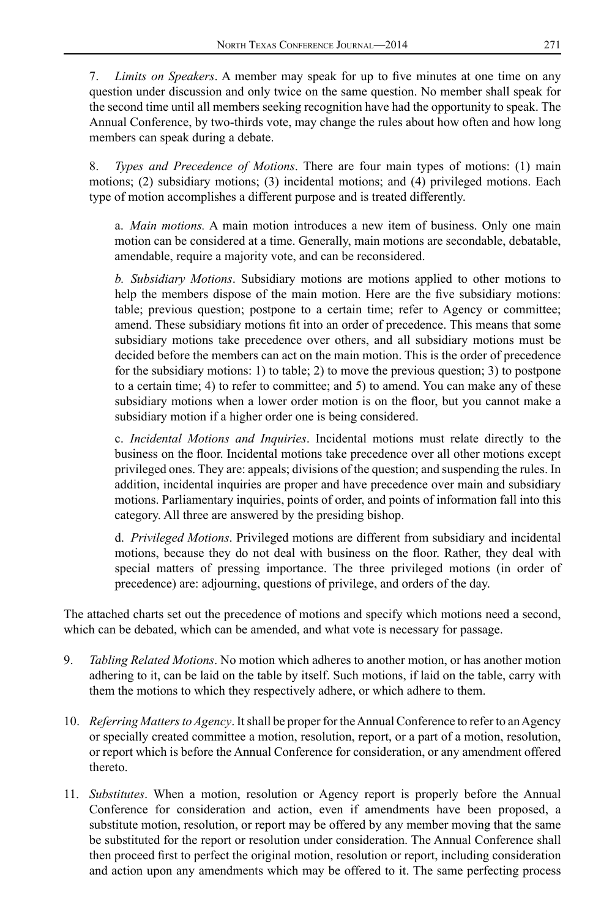7. *Limits on Speakers*. A member may speak for up to five minutes at one time on any question under discussion and only twice on the same question. No member shall speak for the second time until all members seeking recognition have had the opportunity to speak. The Annual Conference, by two-thirds vote, may change the rules about how often and how long members can speak during a debate.

8. *Types and Precedence of Motions*. There are four main types of motions: (1) main motions; (2) subsidiary motions; (3) incidental motions; and (4) privileged motions. Each type of motion accomplishes a different purpose and is treated differently.

   a. *Main motions.* A main motion introduces a new item of business. Only one main motion can be considered at a time. Generally, main motions are secondable, debatable, amendable, require a majority vote, and can be reconsidered.

   *b. Subsidiary Motions*. Subsidiary motions are motions applied to other motions to help the members dispose of the main motion. Here are the five subsidiary motions: table; previous question; postpone to a certain time; refer to Agency or committee; amend. These subsidiary motions fit into an order of precedence. This means that some subsidiary motions take precedence over others, and all subsidiary motions must be decided before the members can act on the main motion. This is the order of precedence for the subsidiary motions: 1) to table; 2) to move the previous question; 3) to postpone to a certain time; 4) to refer to committee; and 5) to amend. You can make any of these subsidiary motions when a lower order motion is on the floor, but you cannot make a subsidiary motion if a higher order one is being considered.

   c. *Incidental Motions and Inquiries*. Incidental motions must relate directly to the business on the floor. Incidental motions take precedence over all other motions except privileged ones. They are: appeals; divisions of the question; and suspending the rules. In addition, incidental inquiries are proper and have precedence over main and subsidiary motions. Parliamentary inquiries, points of order, and points of information fall into this category. All three are answered by the presiding bishop.

   d. *Privileged Motions*. Privileged motions are different from subsidiary and incidental motions, because they do not deal with business on the floor. Rather, they deal with special matters of pressing importance. The three privileged motions (in order of precedence) are: adjourning, questions of privilege, and orders of the day.

The attached charts set out the precedence of motions and specify which motions need a second, which can be debated, which can be amended, and what vote is necessary for passage.

9. *Tabling Related Motions*. No motion which adheres to another motion, or has another motion adhering to it, can be laid on the table by itself. Such motions, if laid on the table, carry with them the motions to which they respectively adhere, or which adhere to them.

10. *Referring Matters to Agency*. It shall be proper for the Annual Conference to refer to an Agency or specially created committee a motion, resolution, report, or a part of a motion, resolution, or report which is before the Annual Conference for consideration, or any amendment offered thereto.

11. *Substitutes*. When a motion, resolution or Agency report is properly before the Annual Conference for consideration and action, even if amendments have been proposed, a substitute motion, resolution, or report may be offered by any member moving that the same be substituted for the report or resolution under consideration. The Annual Conference shall then proceed first to perfect the original motion, resolution or report, including consideration and action upon any amendments which may be offered to it. The same perfecting process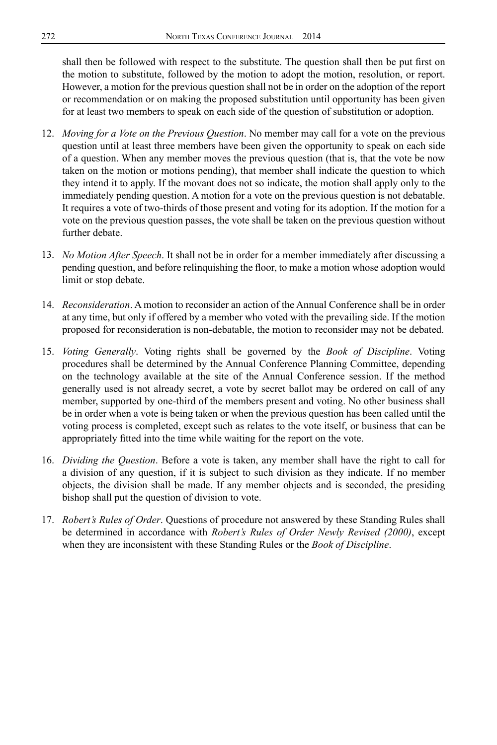shall then be followed with respect to the substitute. The question shall then be put first on the motion to substitute, followed by the motion to adopt the motion, resolution, or report. However, a motion for the previous question shall not be in order on the adoption of the report or recommendation or on making the proposed substitution until opportunity has been given for at least two members to speak on each side of the question of substitution or adoption.

12. *Moving for a Vote on the Previous Question*. No member may call for a vote on the previous question until at least three members have been given the opportunity to speak on each side of a question. When any member moves the previous question (that is, that the vote be now taken on the motion or motions pending), that member shall indicate the question to which they intend it to apply. If the movant does not so indicate, the motion shall apply only to the immediately pending question. A motion for a vote on the previous question is not debatable. It requires a vote of two-thirds of those present and voting for its adoption. If the motion for a vote on the previous question passes, the vote shall be taken on the previous question without further debate.

13. *No Motion After Speech*. It shall not be in order for a member immediately after discussing a pending question, and before relinquishing the floor, to make a motion whose adoption would limit or stop debate.

14. *Reconsideration*. A motion to reconsider an action of the Annual Conference shall be in order at any time, but only if offered by a member who voted with the prevailing side. If the motion proposed for reconsideration is non-debatable, the motion to reconsider may not be debated.

15. *Voting Generally*. Voting rights shall be governed by the *Book of Discipline*. Voting procedures shall be determined by the Annual Conference Planning Committee, depending on the technology available at the site of the Annual Conference session. If the method generally used is not already secret, a vote by secret ballot may be ordered on call of any member, supported by one-third of the members present and voting. No other business shall be in order when a vote is being taken or when the previous question has been called until the voting process is completed, except such as relates to the vote itself, or business that can be appropriately fitted into the time while waiting for the report on the vote.

16. *Dividing the Question*. Before a vote is taken, any member shall have the right to call for a division of any question, if it is subject to such division as they indicate. If no member objects, the division shall be made. If any member objects and is seconded, the presiding bishop shall put the question of division to vote.

17. *Robert's Rules of Order*. Questions of procedure not answered by these Standing Rules shall be determined in accordance with *Robert's Rules of Order Newly Revised (2000)*, except when they are inconsistent with these Standing Rules or the *Book of Discipline*.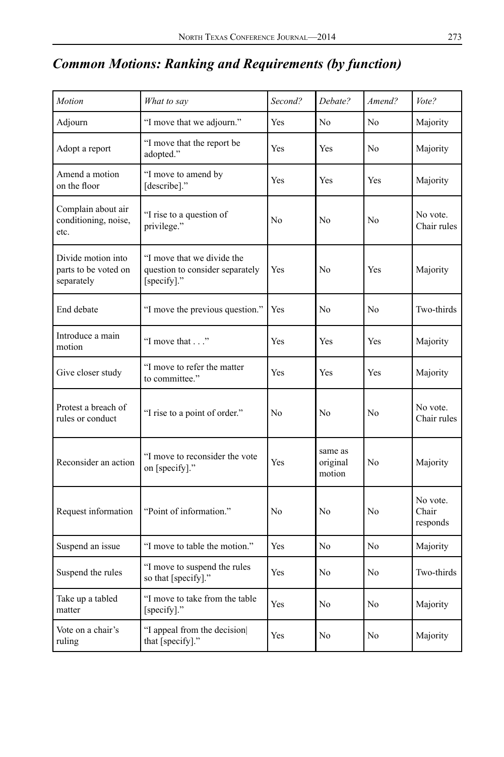## *Common Motions: Ranking and Requirements (by function)*

| *Motion* | *What to say* | *Second?* | *Debate?* | *Amend?* | *Vote?* |
|---|---|---|---|---|---|
| Adjourn | "I move that we adjourn." | Yes | No | No | Majority |
| Adopt a report | "I move that the report be adopted." | Yes | Yes | No | Majority |
| Amend a motion on the floor | "I move to amend by [describe]." | Yes | Yes | Yes | Majority |
| Complain about air conditioning, noise, etc. | "I rise to a question of privilege." | No | No | No | No vote. Chair rules |
| Divide motion into parts to be voted on separately | "I move that we divide the question to consider separately [specify]." | Yes | No | Yes | Majority |
| End debate | "I move the previous question." | Yes | No | No | Two-thirds |
| Introduce a main motion | "I move that . . ." | Yes | Yes | Yes | Majority |
| Give closer study | "I move to refer the matter to committee." | Yes | Yes | Yes | Majority |
| Protest a breach of rules or conduct | "I rise to a point of order." | No | No | No | No vote. Chair rules |
| Reconsider an action | "I move to reconsider the vote on [specify]." | Yes | same as original motion | No | Majority |
| Request information | "Point of information." | No | No | No | No vote. Chair responds |
| Suspend an issue | "I move to table the motion." | Yes | No | No | Majority |
| Suspend the rules | "I move to suspend the rules so that [specify]." | Yes | No | No | Two-thirds |
| Take up a tabled matter | "I move to take from the table [specify]." | Yes | No | No | Majority |
| Vote on a chair's ruling | "I appeal from the decision that [specify]." | Yes | No | No | Majority |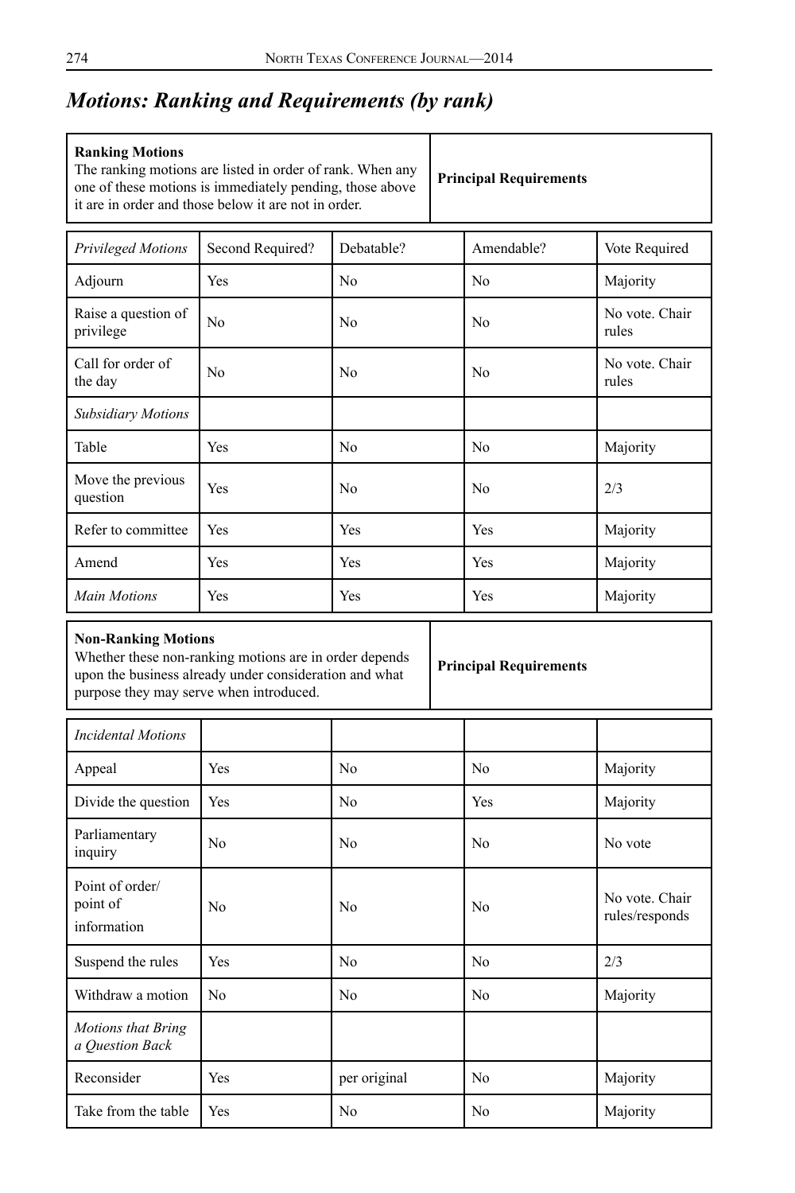## *Motions: Ranking and Requirements (by rank)*

| **Ranking Motions** The ranking motions are listed in order of rank. When any one of these motions is immediately pending, those above it are in order and those below it are not in order. | **Principal Requirements** | | | |
|---|---|---|---|---|
| *Privileged Motions* | Second Required? | Debatable? | Amendable? | Vote Required |
| Adjourn | Yes | No | No | Majority |
| Raise a question of privilege | No | No | No | No vote. Chair rules |
| Call for order of the day | No | No | No | No vote. Chair rules |
| *Subsidiary Motions* | | | | |
| Table | Yes | No | No | Majority |
| Move the previous question | Yes | No | No | 2/3 |
| Refer to committee | Yes | Yes | Yes | Majority |
| Amend | Yes | Yes | Yes | Majority |
| *Main Motions* | Yes | Yes | Yes | Majority |

| **Non-Ranking Motions** Whether these non-ranking motions are in order depends upon the business already under consideration and what purpose they may serve when introduced. | **Principal Requirements** | | | |
|---|---|---|---|---|
| *Incidental Motions* | | | | |
| Appeal | Yes | No | No | Majority |
| Divide the question | Yes | No | Yes | Majority |
| Parliamentary inquiry | No | No | No | No vote |
| Point of order/ point of information | No | No | No | No vote. Chair rules/responds |
| Suspend the rules | Yes | No | No | 2/3 |
| Withdraw a motion | No | No | No | Majority |
| *Motions that Bring a Question Back* | | | | |
| Reconsider | Yes | per original | No | Majority |
| Take from the table | Yes | No | No | Majority |